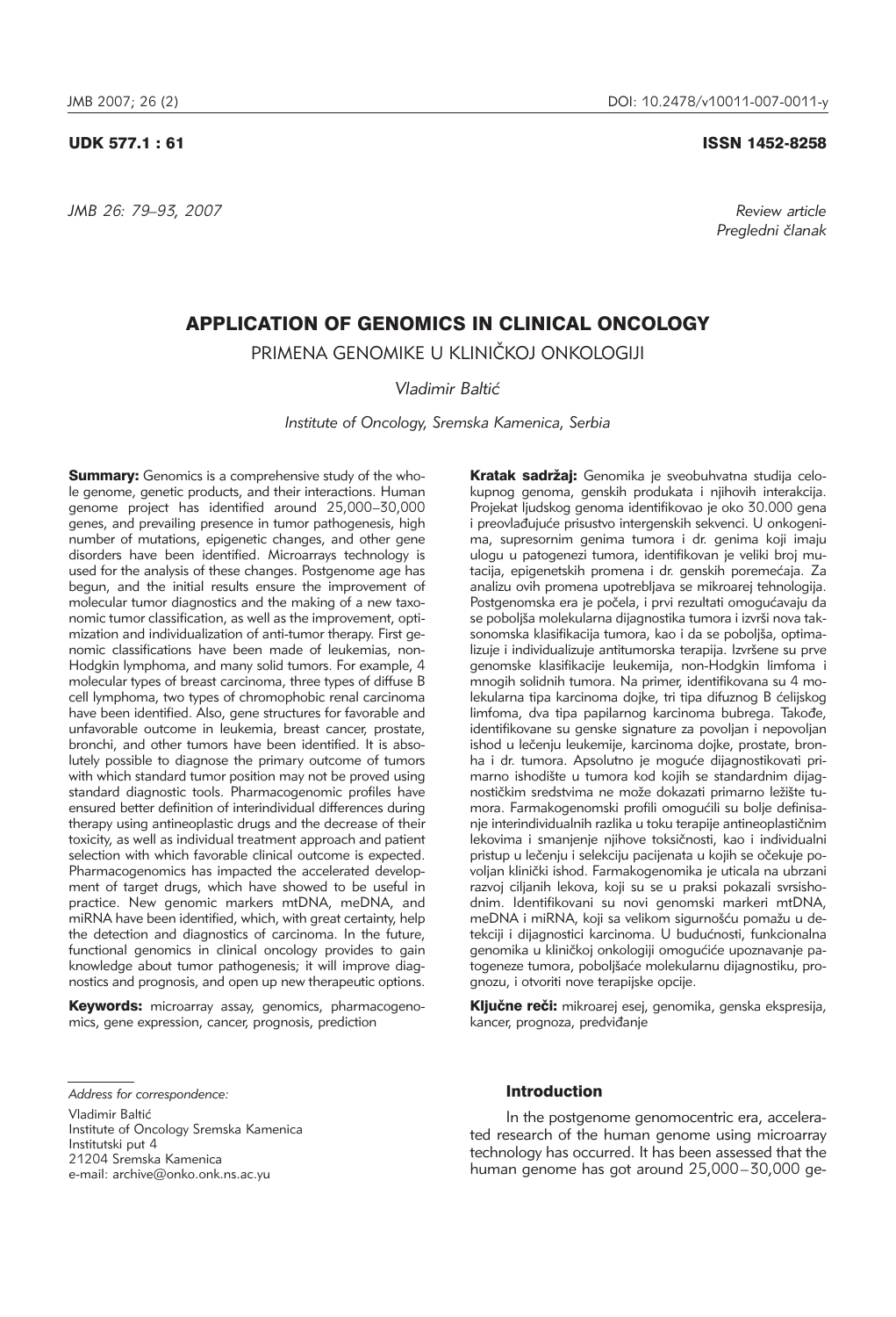UDK 577.1 : 61 ISSN 1452-8258

*Review article*
*Pregledni članak*

# APPLICATION OF GENOMICS IN CLINICAL ONCOLOGY

PRIMENA GENOMIKE U KLINIČKOJ ONKOLOGIJI

*Vladimir Baltić*

*Institute of Oncology, Sremska Kamenica, Serbia*

**Summary:** Genomics is a comprehensive study of the whole genome, genetic products, and their interactions. Human genome project has identified around 25,000–30,000 genes, and prevailing presence in tumor pathogenesis, high number of mutations, epigenetic changes, and other gene disorders have been identified. Microarrays technology is used for the analysis of these changes. Postgenome age has begun, and the initial results ensure the improvement of molecular tumor diagnostics and the making of a new taxonomic tumor classification, as well as the improvement, optimization and individualization of anti-tumor therapy. First genomic classifications have been made of leukemias, non-Hodgkin lymphoma, and many solid tumors. For example, 4 molecular types of breast carcinoma, three types of diffuse B cell lymphoma, two types of chromophobic renal carcinoma have been identified. Also, gene structures for favorable and unfavorable outcome in leukemia, breast cancer, prostate, bronchi, and other tumors have been identified. It is absolutely possible to diagnose the primary outcome of tumors with which standard tumor position may not be proved using standard diagnostic tools. Pharmacogenomic profiles have ensured better definition of interindividual differences during therapy using antineoplastic drugs and the decrease of their toxicity, as well as individual treatment approach and patient selection with which favorable clinical outcome is expected. Pharmacogenomics has impacted the accelerated development of target drugs, which have showed to be useful in practice. New genomic markers mtDNA, meDNA, and miRNA have been identified, which, with great certainty, help the detection and diagnostics of carcinoma. In the future, functional genomics in clinical oncology provides to gain knowledge about tumor pathogenesis; it will improve diagnostics and prognosis, and open up new therapeutic options.

**Keywords:** microarray assay, genomics, pharmacogenomics, gene expression, cancer, prognosis, prediction

**Kratak sadržaj:** Genomika je sveobuhvatna studija celokupnog genoma, genskih produkata i njihovih interakcija. Projekat ljudskog genoma identifikovao je oko 30.000 gena i preovlađujuće prisustvo intergenskih sekvenci. U onkogenima, supresornim genima tumora i dr. genima koji imaju ulogu u patogenezi tumora, identifikovan je veliki broj mutacija, epigenetskih promena i dr. genskih poremećaja. Za analizu ovih promena upotrebljava se mikroarej tehnologija. Postgenomska era je počela, i prvi rezultati omogućavaju da se poboljša molekularna dijagnostika tumora i izvrši nova taksonomska klasifikacija tumora, kao i da se poboljša, optimalizuje i individualizuje antitumorska terapija. Izvršene su prve genomske klasifikacije leukemija, non-Hodgkin limfoma i mnogih solidnih tumora. Na primer, identifikovana su 4 molekularna tipa karcinoma dojke, tri tipa difuznog B ćelijskog limfoma, dva tipa papilarnog karcinoma bubrega. Takođe, identifikovane su genske signature za povoljan i nepovoljan ishod u lečenju leukemije, karcinoma dojke, prostate, bronha i dr. tumora. Apsolutno je moguće dijagnostikovati primarno ishodište u tumora kod kojih se standardnim dijagnostičkim sredstvima ne može dokazati primarno ležište tumora. Farmakogenomski profili omogućili su bolje definisanje interindividualnih razlika u toku terapije antineoplastičnim lekovima i smanjenje njihove toksičnosti, kao i individualni pristup u lečenju i selekciju pacijenata u kojih se očekuje povoljan klinički ishod. Farmakogenomika je uticala na ubrzani razvoj ciljanih lekova, koji su se u praksi pokazali svrsishodnim. Identifikovani su novi genomski markeri mtDNA, meDNA i miRNA, koji sa velikom sigurnošću pomažu u detekciji i dijagnostici karcinoma. U budućnosti, funkcionalna genomika u kliničkoj onkologiji omogućiće upoznavanje patogeneze tumora, poboljšaće molekularnu dijagnostiku, prognozu, i otvoriti nove terapijske opcije.

**Ključne reči:** mikroarej esej, genomika, genska ekspresija, kancer, prognoza, predviđanje

*Address for correspondence:*

Vladimir Baltić
Institute of Oncology Sremska Kamenica
Institutski put 4
21204 Sremska Kamenica
e-mail: archive@onko.onk.ns.ac.yu

## Introduction

In the postgenome genomocentric era, accelerated research of the human genome using microarray technology has occurred. It has been assessed that the human genome has got around 25,000–30,000 ge-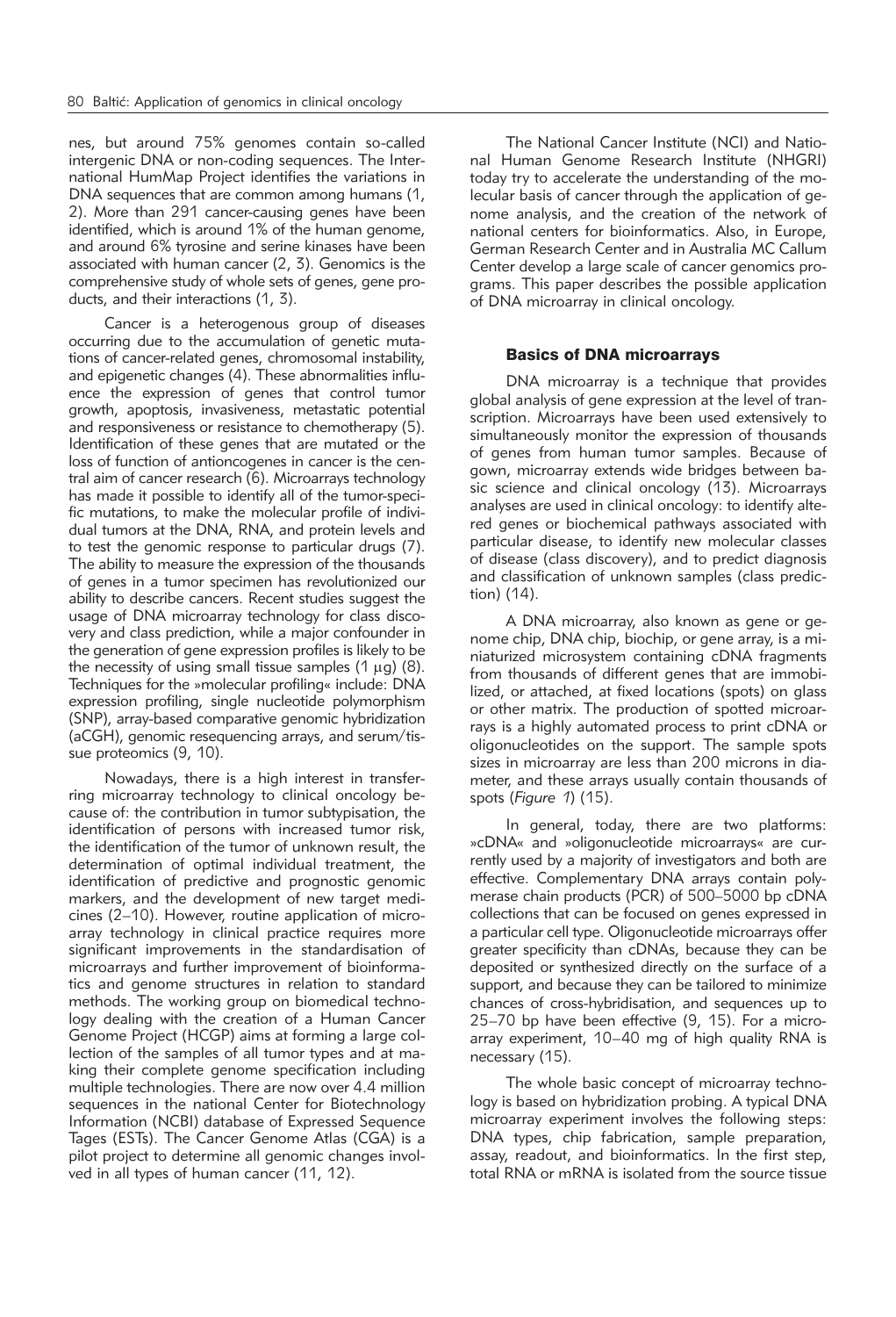nes, but around 75% genomes contain so-called intergenic DNA or non-coding sequences. The International HumMap Project identifies the variations in DNA sequences that are common among humans (1, 2). More than 291 cancer-causing genes have been identified, which is around 1% of the human genome, and around 6% tyrosine and serine kinases have been associated with human cancer (2, 3). Genomics is the comprehensive study of whole sets of genes, gene products, and their interactions (1, 3).

Cancer is a heterogenous group of diseases occurring due to the accumulation of genetic mutations of cancer-related genes, chromosomal instability, and epigenetic changes (4). These abnormalities influence the expression of genes that control tumor growth, apoptosis, invasiveness, metastatic potential and responsiveness or resistance to chemotherapy (5). Identification of these genes that are mutated or the loss of function of antioncogenes in cancer is the central aim of cancer research (6). Microarrays technology has made it possible to identify all of the tumor-specific mutations, to make the molecular profile of individual tumors at the DNA, RNA, and protein levels and to test the genomic response to particular drugs (7). The ability to measure the expression of the thousands of genes in a tumor specimen has revolutionized our ability to describe cancers. Recent studies suggest the usage of DNA microarray technology for class discovery and class prediction, while a major confounder in the generation of gene expression profiles is likely to be the necessity of using small tissue samples (1 μg) (8). Techniques for the »molecular profiling« include: DNA expression profiling, single nucleotide polymorphism (SNP), array-based comparative genomic hybridization (aCGH), genomic resequencing arrays, and serum/tissue proteomics (9, 10).

Nowadays, there is a high interest in transferring microarray technology to clinical oncology because of: the contribution in tumor subtypisation, the identification of persons with increased tumor risk, the identification of the tumor of unknown result, the determination of optimal individual treatment, the identification of predictive and prognostic genomic markers, and the development of new target medicines (2–10). However, routine application of microarray technology in clinical practice requires more significant improvements in the standardisation of microarrays and further improvement of bioinformatics and genome structures in relation to standard methods. The working group on biomedical technology dealing with the creation of a Human Cancer Genome Project (HCGP) aims at forming a large collection of the samples of all tumor types and at making their complete genome specification including multiple technologies. There are now over 4.4 million sequences in the national Center for Biotechnology Information (NCBI) database of Expressed Sequence Tags (ESTs). The Cancer Genome Atlas (CGA) is a pilot project to determine all genomic changes involved in all types of human cancer (11, 12).

The National Cancer Institute (NCI) and National Human Genome Research Institute (NHGRI) today try to accelerate the understanding of the molecular basis of cancer through the application of genome analysis, and the creation of the network of national centers for bioinformatics. Also, in Europe, German Research Center and in Australia MC Callum Center develop a large scale of cancer genomics programs. This paper describes the possible application of DNA microarray in clinical oncology.

## Basics of DNA microarrays

DNA microarray is a technique that provides global analysis of gene expression at the level of transcription. Microarrays have been used extensively to simultaneously monitor the expression of thousands of genes from human tumor samples. Because of gown, microarray extends wide bridges between basic science and clinical oncology (13). Microarrays analyses are used in clinical oncology: to identify altered genes or biochemical pathways associated with particular disease, to identify new molecular classes of disease (class discovery), and to predict diagnosis and classification of unknown samples (class prediction) (14).

A DNA microarray, also known as gene or genome chip, DNA chip, biochip, or gene array, is a miniaturized microsystem containing cDNA fragments from thousands of different genes that are immobilized, or attached, at fixed locations (spots) on glass or other matrix. The production of spotted microarrays is a highly automated process to print cDNA or oligonucleotides on the support. The sample spots sizes in microarray are less than 200 microns in diameter, and these arrays usually contain thousands of spots (*Figure 1*) (15).

In general, today, there are two platforms: »cDNA« and »oligonucleotide microarrays« are currently used by a majority of investigators and both are effective. Complementary DNA arrays contain polymerase chain products (PCR) of 500–5000 bp cDNA collections that can be focused on genes expressed in a particular cell type. Oligonucleotide microarrays offer greater specificity than cDNAs, because they can be deposited or synthesized directly on the surface of a support, and because they can be tailored to minimize chances of cross-hybridisation, and sequences up to 25–70 bp have been effective (9, 15). For a microarray experiment, 10–40 mg of high quality RNA is necessary (15).

The whole basic concept of microarray technology is based on hybridization probing. A typical DNA microarray experiment involves the following steps: DNA types, chip fabrication, sample preparation, assay, readout, and bioinformatics. In the first step, total RNA or mRNA is isolated from the source tissue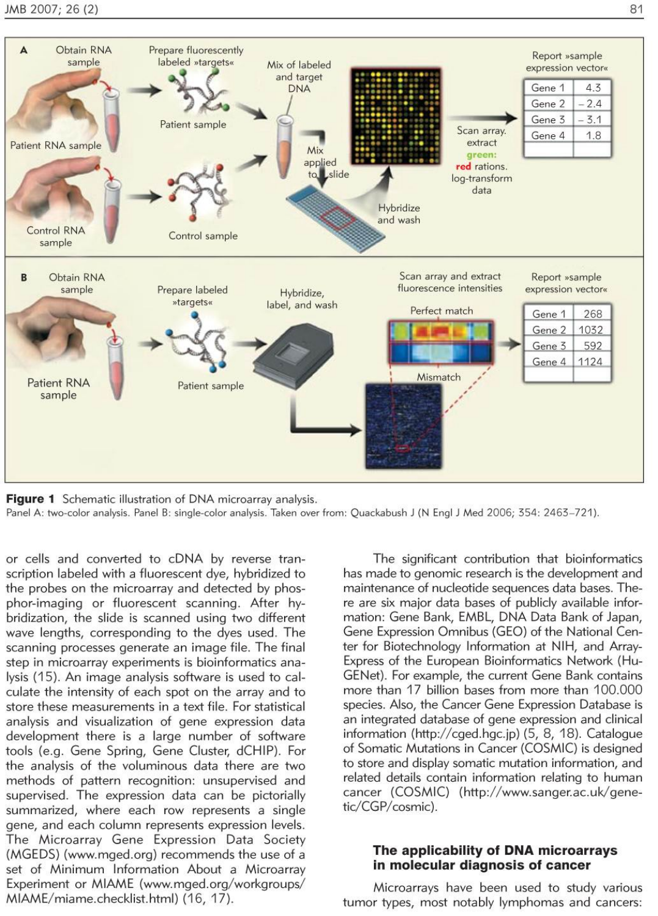**Figure 1** Schematic illustration of DNA microarray analysis.
Panel A: two-color analysis. Panel B: single-color analysis. Taken over from: Quackabush J (N Engl J Med 2006; 354: 2463–721).

or cells and converted to cDNA by reverse transcription labeled with a fluorescent dye, hybridized to the probes on the microarray and detected by phosphor-imaging or fluorescent scanning. After hybridization, the slide is scanned using two different wave lengths, corresponding to the dyes used. The scanning processes generate an image file. The final step in microarray experiments is bioinformatics analysis (15). An image analysis software is used to calculate the intensity of each spot on the array and to store these measurements in a text file. For statistical analysis and visualization of gene expression data development there is a large number of software tools (e.g. Gene Spring, Gene Cluster, dCHIP). For the analysis of the voluminous data there are two methods of pattern recognition: unsupervised and supervised. The expression data can be pictorially summarized, where each row represents a single gene, and each column represents expression levels. The Microarray Gene Expression Data Society (MGEDS) (www.mged.org) recommends the use of a set of Minimum Information About a Microarray Experiment or MIAME (www.mged.org/workgroups/MIAME/miame.checklist.html) (16, 17).

The significant contribution that bioinformatics has made to genomic research is the development and maintenance of nucleotide sequences data bases. There are six major data bases of publicly available information: Gene Bank, EMBL, DNA Data Bank of Japan, Gene Expression Omnibus (GEO) of the National Center for Biotechnology Information at NIH, and ArrayExpress of the European Bioinformatics Network (HuGENet). For example, the current Gene Bank contains more than 17 billion bases from more than 100.000 species. Also, the Cancer Gene Expression Database is an integrated database of gene expression and clinical information (http://cged.hgc.jp) (5, 8, 18). Catalogue of Somatic Mutations in Cancer (COSMIC) is designed to store and display somatic mutation information, and related details contain information relating to human cancer (COSMIC) (http://www.sanger.ac.uk/genetic/CGP/cosmic).

### The applicability of DNA microarrays in molecular diagnosis of cancer

Microarrays have been used to study various tumor types, most notably lymphomas and cancers: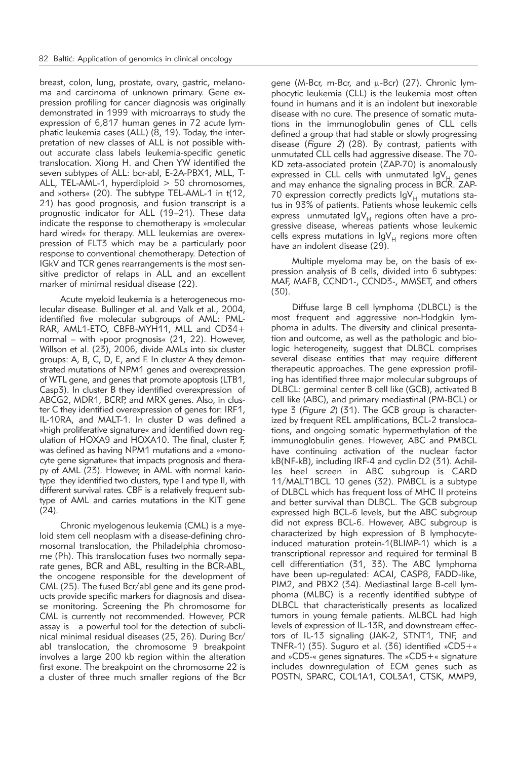breast, colon, lung, prostate, ovary, gastric, melanoma and carcinoma of unknown primary. Gene expression profiling for cancer diagnosis was originally demonstrated in 1999 with microarrays to study the expression of 6,817 human genes in 72 acute lymphatic leukemia cases (ALL) (8, 19). Today, the interpretation of new classes of ALL is not possible without accurate class labels leukemia-specific genetic translocation. Xiong H. and Chen YW identified the seven subtypes of ALL: bcr-abl, E-2A-PBX1, MLL, T-ALL, TEL-AML-1, hyperdiploid > 50 chromosomes, and »others« (20). The subtype TEL-AML-1 in t(12, 21) has good prognosis, and fusion transcript is a prognostic indicator for ALL (19–21). These data indicate the response to chemotherapy is »molecular hard wired« for therapy. MLL leukemias are overexpression of FLT3 which may be a particularly poor response to conventional chemotherapy. Detection of IGkV and TCR genes rearrangements is the most sensitive predictor of relaps in ALL and an excellent marker of minimal residual disease (22).

Acute myeloid leukemia is a heterogeneous molecular disease. Bullinger et al. and Valk et al., 2004, identified five molecular subgroups of AML: PML-RAR, AML1-ETO, CBFB-MYH11, MLL and CD34+ normal – with »poor prognosis« (21, 22). However, Willson et al. (23), 2006, divide AMLs into six cluster groups: A, B, C, D, E, and F. In cluster A they demonstrated mutations of NPM1 genes and overexpression of WTL gene, and genes that promote apoptosis (LTB1, Casp3). In cluster B they identified overexpression of ABCG2, MDR1, BCRP, and MRX genes. Also, in cluster C they identified overexpression of genes for: IRF1, IL-10RA, and MALT-1. In cluster D was defined a »high proliferative signature« and identified down regulation of HOXA9 and HOXA10. The final, cluster F, was defined as having NPM1 mutations and a »monocyte gene signature« that impacts prognosis and therapy of AML (23). However, in AML with normal kariotype they identified two clusters, type I and type II, with different survival rates. CBF is a relatively frequent subtype of AML and carries mutations in the KIT gene (24).

Chronic myelogenous leukemia (CML) is a myeloid stem cell neoplasm with a disease-defining chromosomal translocation, the Philadelphia chromosome (Ph). This translocation fuses two normally separate genes, BCR and ABL, resulting in the BCR-ABL, the oncogene responsible for the development of CML (25). The fused Bcr/abl gene and its gene products provide specific markers for diagnosis and disease monitoring. Screening the Ph chromosome for CML is currently not recommended. However, PCR assay is a powerful tool for the detection of subclinical minimal residual diseases (25, 26). During Bcr/abl translocation, the chromosome 9 breakpoint involves a large 200 kb region within the alteration first exone. The breakpoint on the chromosome 22 is a cluster of three much smaller regions of the Bcr gene (M-Bcr, m-Bcr, and μ-Bcr) (27). Chronic lymphocytic leukemia (CLL) is the leukemia most often found in humans and it is an indolent but inexorable disease with no cure. The presence of somatic mutations in the immunoglobulin genes of CLL cells defined a group that had stable or slowly progressing disease (*Figure 2*) (28). By contrast, patients with unmutated CLL cells had aggressive disease. The 70-KD zeta-associated protein (ZAP-70) is anomalously expressed in CLL cells with unmutated $IgV_H$ genes and may enhance the signaling process in BCR. ZAP-70 expression correctly predicts $IgV_H$ mutations status in 93% of patients. Patients whose leukemic cells express unmutated $IgV_H$ regions often have a progressive disease, whereas patients whose leukemic cells express mutations in $IgV_H$ regions more often have an indolent disease (29).

Multiple myeloma may be, on the basis of expression analysis of B cells, divided into 6 subtypes: MAF, MAFB, CCND1-, CCND3-, MMSET, and others (30).

Diffuse large B cell lymphoma (DLBCL) is the most frequent and aggressive non-Hodgkin lymphoma in adults. The diversity and clinical presentation and outcome, as well as the pathologic and biologic heterogeneity, suggest that DLBCL comprises several disease entities that may require different therapeutic approaches. The gene expression profiling has identified three major molecular subgroups of DLBCL: germinal center B cell like (GCB), activated B cell like (ABC), and primary mediastinal (PM-BCL) or type 3 (*Figure 2*) (31). The GCB group is characterized by frequent REL amplifications, BCL-2 translocations, and ongoing somatic hypermethylation of the immunoglobulin genes. However, ABC and PMBCL have continuing activation of the nuclear factor kB(NF-kB), including IRF-4 and cyclin D2 (31). Achilles heel screen in ABC subgroup is CARD 11/MALT1BCL 10 genes (32). PMBCL is a subtype of DLBCL which has frequent loss of MHC II proteins and better survival than DLBCL. The GCB subgroup expressed high BCL-6 levels, but the ABC subgroup did not express BCL-6. However, ABC subgroup is characterized by high expression of B lymphocyte-induced maturation protein-1(BLIMP-1) which is a transcriptional repressor and required for terminal B cell differentiation (31, 33). The ABC lymphoma have been up-regulated: ACAI, CASP8, FADD-like, PIM2, and PBX2 (34). Mediastinal large B-cell lymphoma (MLBC) is a recently identified subtype of DLBCL that characteristically presents as localized tumors in young female patients. MLBCL had high levels of expression of IL-13R, and downstream effectors of IL-13 signaling (JAK-2, STNT1, TNF, and TNFR-1) (35). Suguro et al. (36) identified »CD5+« and »CD5-« genes signatures. The »CD5+« signature includes downregulation of ECM genes such as POSTN, SPARC, COL1A1, COL3A1, CTSK, MMP9,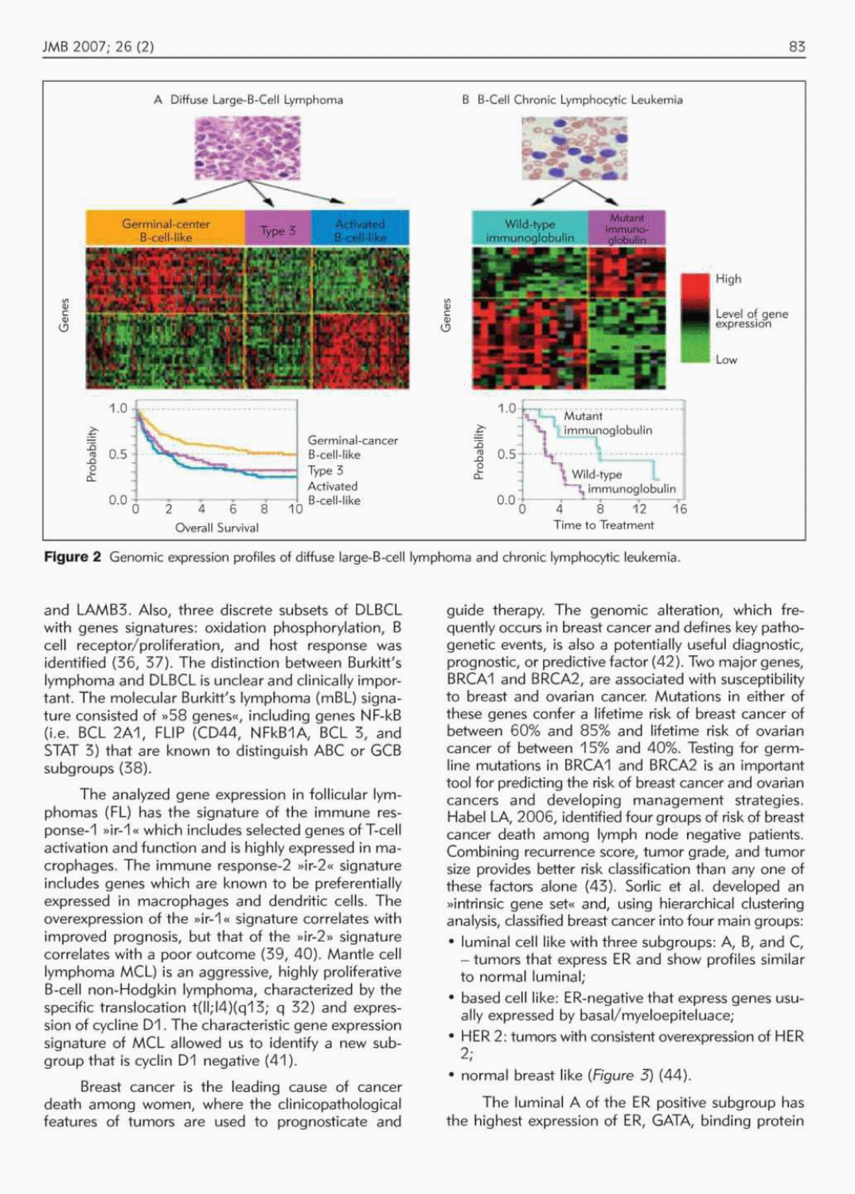Figure 2 Genomic expression profiles of diffuse large-B-cell lymphoma and chronic lymphocytic leukemia.

and LAMB3. Also, three discrete subsets of DLBCL with genes signatures: oxidation phosphorylation, B cell receptor/proliferation, and host response was identified (36, 37). The distinction between Burkitt's lymphoma and DLBCL is unclear and clinically important. The molecular Burkitt's lymphoma (mBL) signature consisted of »58 genes«, including genes NF-kB (i.e. BCL 2A1, FLIP (CD44, NFkB1A, BCL 3, and STAT 3) that are known to distinguish ABC or GCB subgroups (38).

The analyzed gene expression in follicular lymphomas (FL) has the signature of the immune response-1 »ir-1« which includes selected genes of T-cell activation and function and is highly expressed in macrophages. The immune response-2 »ir-2« signature includes genes which are known to be preferentially expressed in macrophages and dendritic cells. The overexpression of the »ir-1« signature correlates with improved prognosis, but that of the »ir-2» signature correlates with a poor outcome (39, 40). Mantle cell lymphoma MCL) is an aggressive, highly proliferative B-cell non-Hodgkin lymphoma, characterized by the specific translocation t(ll;l4)(q13; q 32) and expression of cycline D1. The characteristic gene expression signature of MCL allowed us to identify a new subgroup that is cyclin D1 negative (41).

Breast cancer is the leading cause of cancer death among women, where the clinicopathological features of tumors are used to prognosticate and guide therapy. The genomic alteration, which frequently occurs in breast cancer and defines key pathogenetic events, is also a potentially useful diagnostic, prognostic, or predictive factor (42). Two major genes, BRCA1 and BRCA2, are associated with susceptibility to breast and ovarian cancer. Mutations in either of these genes confer a lifetime risk of breast cancer of between 60% and 85% and lifetime risk of ovarian cancer of between 15% and 40%. Testing for germline mutations in BRCA1 and BRCA2 is an important tool for predicting the risk of breast cancer and ovarian cancers and developing management strategies. Habel LA, 2006, identified four groups of risk of breast cancer death among lymph node negative patients. Combining recurrence score, tumor grade, and tumor size provides better risk classification than any one of these factors alone (43). Sorlic et al. developed an »intrinsic gene set« and, using hierarchical clustering analysis, classified breast cancer into four main groups:

- luminal cell like with three subgroups: A, B, and C, – tumors that express ER and show profiles similar to normal luminal;
- based cell like: ER-negative that express genes usually expressed by basal/myeloepiteluace;
- HER 2: tumors with consistent overexpression of HER 2;
- normal breast like (*Figure 3*) (44).

The luminal A of the ER positive subgroup has the highest expression of ER, GATA, binding protein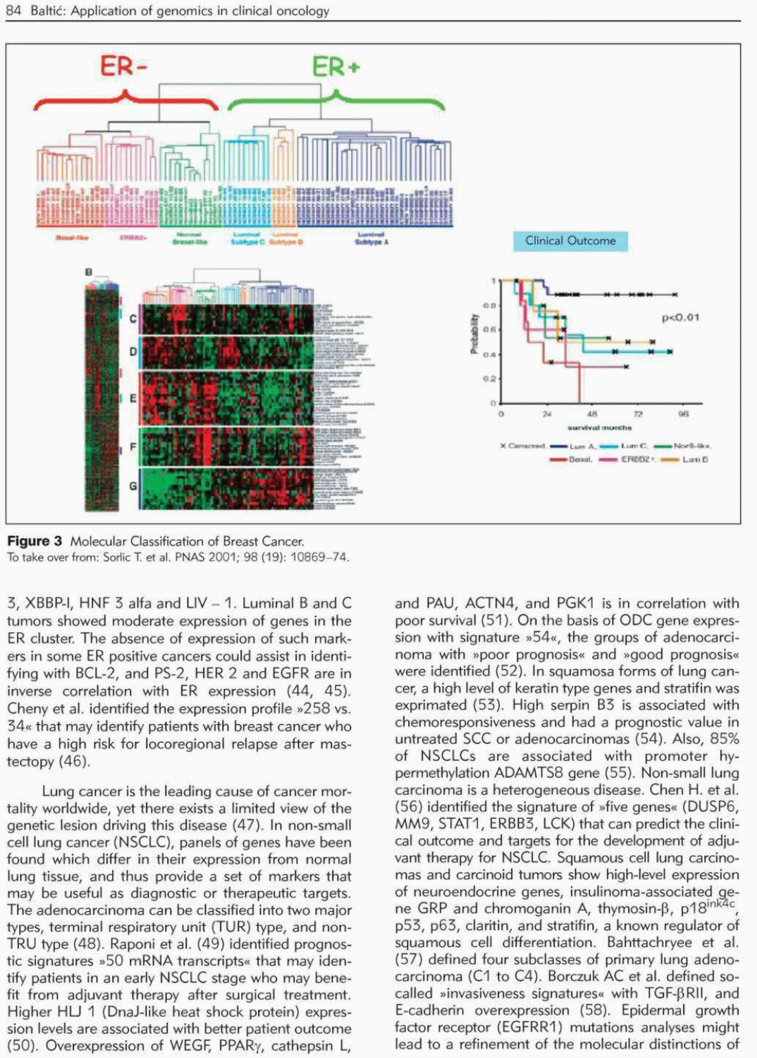**Figure 3** Molecular Classification of Breast Cancer.
To take over from: Sorlic T. et al. PNAS 2001; 98 (19): 10869–74.

3, XBBP-I, HNF 3 alfa and LIV – 1. Luminal B and C tumors showed moderate expression of genes in the ER cluster. The absence of expression of such markers in some ER positive cancers could assist in identifying with BCL-2, and PS-2, HER 2 and EGFR are in inverse correlation with ER expression (44, 45). Cheny et al. identified the expression profile »258 vs. 34« that may identify patients with breast cancer who have a high risk for locoregional relapse after mastectopy (46).

Lung cancer is the leading cause of cancer mortality worldwide, yet there exists a limited view of the genetic lesion driving this disease (47). In non-small cell lung cancer (NSCLC), panels of genes have been found which differ in their expression from normal lung tissue, and thus provide a set of markers that may be useful as diagnostic or therapeutic targets. The adenocarcinoma can be classified into two major types, terminal respiratory unit (TUR) type, and non-TRU type (48). Raponi et al. (49) identified prognostic signatures »50 mRNA transcripts« that may identify patients in an early NSCLC stage who may benefit from adjuvant therapy after surgical treatment. Higher HLJ 1 (DnaJ-like heat shock protein) expression levels are associated with better patient outcome (50). Overexpression of WEGF, PPARγ, cathepsin L, and PAU, ACTN4, and PGK1 is in correlation with poor survival (51). On the basis of ODC gene expression with signature »54«, the groups of adenocarcinoma with »poor prognosis« and »good prognosis« were identified (52). In squamosa forms of lung cancer, a high level of keratin type genes and stratifin was exprimated (53). High serpin B3 is associated with chemoresponsiveness and had a prognostic value in untreated SCC or adenocarcinomas (54). Also, 85% of NSCLCs are associated with promoter hypermethylation ADAMTS8 gene (55). Non-small lung carcinoma is a heterogeneous disease. Chen H. et al. (56) identified the signature of »five genes« (DUSP6, MM9, STAT1, ERBB3, LCK) that can predict the clinical outcome and targets for the development of adjuvant therapy for NSCLC. Squamous cell lung carcinomas and carcinoid tumors show high-level expression of neuroendocrine genes, insulinoma-associated gene GRP and chromoganin A, thymosin-β, p18$^{ink4c}$, p53, p63, claritin, and stratifin, a known regulator of squamous cell differentiation. Bahttachryee et al. (57) defined four subclasses of primary lung adenocarcinoma (C1 to C4). Borczuk AC et al. defined so-called »invasiveness signatures« with TGF-βRII, and E-cadherin overexpression (58). Epidermal growth factor receptor (EGFRR1) mutations analyses might lead to a refinement of the molecular distinctions of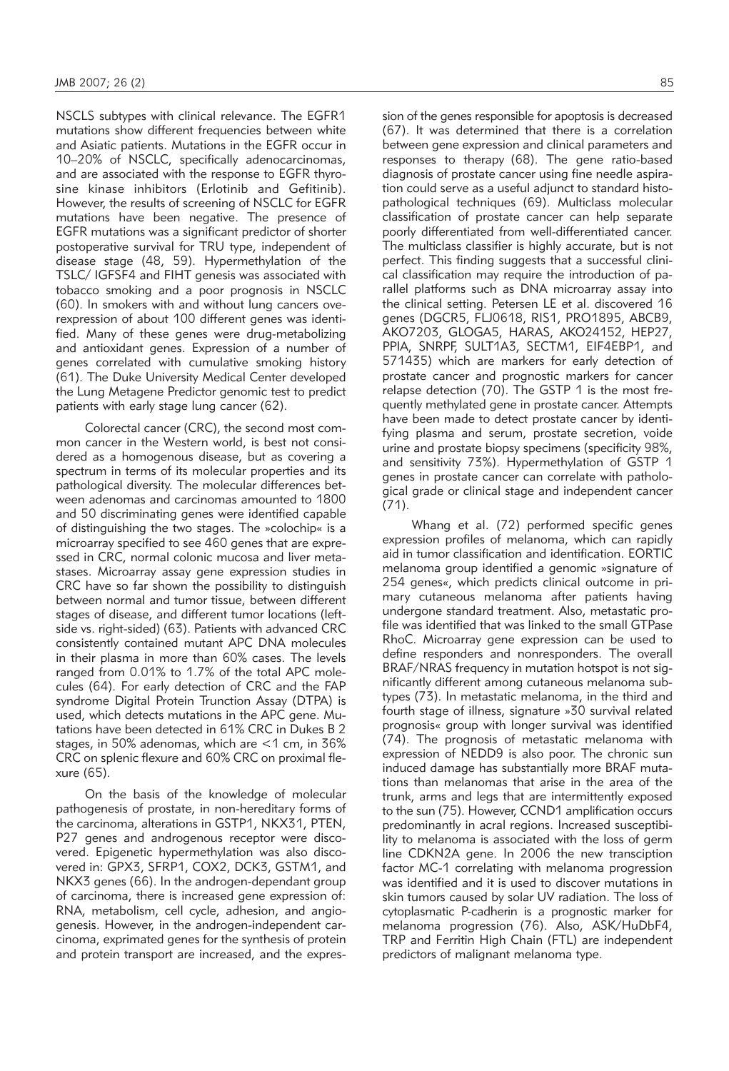NSCLS subtypes with clinical relevance. The EGFR1 mutations show different frequencies between white and Asiatic patients. Mutations in the EGFR occur in 10–20% of NSCLC, specifically adenocarcinomas, and are associated with the response to EGFR thyrosine kinase inhibitors (Erlotinib and Gefitinib). However, the results of screening of NSCLC for EGFR mutations have been negative. The presence of EGFR mutations was a significant predictor of shorter postoperative survival for TRU type, independent of disease stage (48, 59). Hypermethylation of the TSLC/ IGFSF4 and FIHT genesis was associated with tobacco smoking and a poor prognosis in NSCLC (60). In smokers with and without lung cancers overexpression of about 100 different genes was identified. Many of these genes were drug-metabolizing and antioxidant genes. Expression of a number of genes correlated with cumulative smoking history (61). The Duke University Medical Center developed the Lung Metagene Predictor genomic test to predict patients with early stage lung cancer (62).

Colorectal cancer (CRC), the second most common cancer in the Western world, is best not considered as a homogenous disease, but as covering a spectrum in terms of its molecular properties and its pathological diversity. The molecular differences between adenomas and carcinomas amounted to 1800 and 50 discriminating genes were identified capable of distinguishing the two stages. The »colochip« is a microarray specified to see 460 genes that are expressed in CRC, normal colonic mucosa and liver metastases. Microarray assay gene expression studies in CRC have so far shown the possibility to distinguish between normal and tumor tissue, between different stages of disease, and different tumor locations (left-side vs. right-sided) (63). Patients with advanced CRC consistently contained mutant APC DNA molecules in their plasma in more than 60% cases. The levels ranged from 0.01% to 1.7% of the total APC molecules (64). For early detection of CRC and the FAP syndrome Digital Protein Trunction Assay (DTPA) is used, which detects mutations in the APC gene. Mutations have been detected in 61% CRC in Dukes B 2 stages, in 50% adenomas, which are <1 cm, in 36% CRC on splenic flexure and 60% CRC on proximal flexure (65).

On the basis of the knowledge of molecular pathogenesis of prostate, in non-hereditary forms of the carcinoma, alterations in GSTP1, NKX31, PTEN, P27 genes and androgenous receptor were discovered. Epigenetic hypermethylation was also discovered in: GPX3, SFRP1, COX2, DCK3, GSTM1, and NKX3 genes (66). In the androgen-dependant group of carcinoma, there is increased gene expression of: RNA, metabolism, cell cycle, adhesion, and angiogenesis. However, in the androgen-independent carcinoma, exprimated genes for the synthesis of protein and protein transport are increased, and the expression of the genes responsible for apoptosis is decreased (67). It was determined that there is a correlation between gene expression and clinical parameters and responses to therapy (68). The gene ratio-based diagnosis of prostate cancer using fine needle aspiration could serve as a useful adjunct to standard histopathological techniques (69). Multiclass molecular classification of prostate cancer can help separate poorly differentiated from well-differentiated cancer. The multiclass classifier is highly accurate, but is not perfect. This finding suggests that a successful clinical classification may require the introduction of parallel platforms such as DNA microarray assay into the clinical setting. Petersen LE et al. discovered 16 genes (DGCR5, FLJ0618, RIS1, PRO1895, ABCB9, AKO7203, GLOGA5, HARAS, AKO24152, HEP27, PPIA, SNRPF, SULT1A3, SECTM1, EIF4EBP1, and 571435) which are markers for early detection of prostate cancer and prognostic markers for cancer relapse detection (70). The GSTP 1 is the most frequently methylated gene in prostate cancer. Attempts have been made to detect prostate cancer by identifying plasma and serum, prostate secretion, voide urine and prostate biopsy specimens (specificity 98%, and sensitivity 73%). Hypermethylation of GSTP 1 genes in prostate cancer can correlate with pathological grade or clinical stage and independent cancer (71).

Whang et al. (72) performed specific genes expression profiles of melanoma, which can rapidly aid in tumor classification and identification. EORTIC melanoma group identified a genomic »signature of 254 genes«, which predicts clinical outcome in primary cutaneous melanoma after patients having undergone standard treatment. Also, metastatic profile was identified that was linked to the small GTPase RhoC. Microarray gene expression can be used to define responders and nonresponders. The overall BRAF/NRAS frequency in mutation hotspot is not significantly different among cutaneous melanoma subtypes (73). In metastatic melanoma, in the third and fourth stage of illness, signature »30 survival related prognosis« group with longer survival was identified (74). The prognosis of metastatic melanoma with expression of NEDD9 is also poor. The chronic sun induced damage has substantially more BRAF mutations than melanomas that arise in the area of the trunk, arms and legs that are intermittently exposed to the sun (75). However, CCND1 amplification occurs predominantly in acral regions. Increased susceptibility to melanoma is associated with the loss of germ line CDKN2A gene. In 2006 the new transciption factor MC-1 correlating with melanoma progression was identified and it is used to discover mutations in skin tumors caused by solar UV radiation. The loss of cytoplasmatic P-cadherin is a prognostic marker for melanoma progression (76). Also, ASK/HuDbF4, TRP and Ferritin High Chain (FTL) are independent predictors of malignant melanoma type.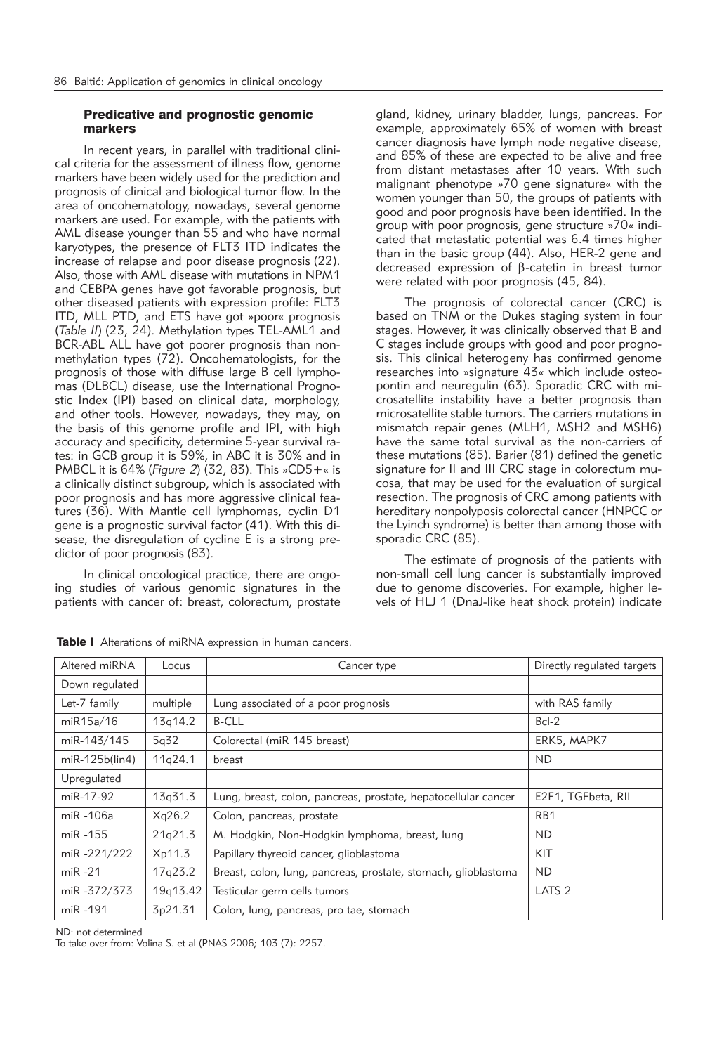## Predicative and prognostic genomic markers

In recent years, in parallel with traditional clinical criteria for the assessment of illness flow, genome markers have been widely used for the prediction and prognosis of clinical and biological tumor flow. In the area of oncohematology, nowadays, several genome markers are used. For example, with the patients with AML disease younger than 55 and who have normal karyotypes, the presence of FLT3 ITD indicates the increase of relapse and poor disease prognosis (22). Also, those with AML disease with mutations in NPM1 and CEBPA genes have got favorable prognosis, but other diseased patients with expression profile: FLT3 ITD, MLL PTD, and ETS have got »poor« prognosis (*Table II*) (23, 24). Methylation types TEL-AML1 and BCR-ABL ALL have got poorer prognosis than non-methylation types (72). Oncohematologists, for the prognosis of those with diffuse large B cell lymphomas (DLBCL) disease, use the International Prognostic Index (IPI) based on clinical data, morphology, and other tools. However, nowadays, they may, on the basis of this genome profile and IPI, with high accuracy and specificity, determine 5-year survival rates: in GCB group it is 59%, in ABC it is 30% and in PMBCL it is 64% (*Figure 2*) (32, 83). This »CD5+« is a clinically distinct subgroup, which is associated with poor prognosis and has more aggressive clinical features (36). With Mantle cell lymphomas, cyclin D1 gene is a prognostic survival factor (41). With this disease, the disregulation of cycline E is a strong predictor of poor prognosis (83).

In clinical oncological practice, there are ongoing studies of various genomic signatures in the patients with cancer of: breast, colorectum, prostate gland, kidney, urinary bladder, lungs, pancreas. For example, approximately 65% of women with breast cancer diagnosis have lymph node negative disease, and 85% of these are expected to be alive and free from distant metastases after 10 years. With such malignant phenotype »70 gene signature« with the women younger than 50, the groups of patients with good and poor prognosis have been identified. In the group with poor prognosis, gene structure »70« indicated that metastatic potential was 6.4 times higher than in the basic group (44). Also, HER-2 gene and decreased expression of β-catetin in breast tumor were related with poor prognosis (45, 84).

The prognosis of colorectal cancer (CRC) is based on TNM or the Dukes staging system in four stages. However, it was clinically observed that B and C stages include groups with good and poor prognosis. This clinical heterogeny has confirmed genome researches into »signature 43« which include osteopontin and neuregulin (63). Sporadic CRC with microsatellite instability have a better prognosis than microsatellite stable tumors. The carriers mutations in mismatch repair genes (MLH1, MSH2 and MSH6) have the same total survival as the non-carriers of these mutations (85). Barier (81) defined the genetic signature for II and III CRC stage in colorectum mucosa, that may be used for the evaluation of surgical resection. The prognosis of CRC among patients with hereditary nonpolyposis colorectal cancer (HNPCC or the Lyinch syndrome) is better than among those with sporadic CRC (85).

The estimate of prognosis of the patients with non-small cell lung cancer is substantially improved due to genome discoveries. For example, higher levels of HLJ 1 (DnaJ-like heat shock protein) indicate

**Table I** Alterations of miRNA expression in human cancers.

| Altered miRNA | Locus | Cancer type | Directly regulated targets |
|---|---|---|---|
| Down regulated | | | |
| Let-7 family | multiple | Lung associated of a poor prognosis | with RAS family |
| miR15a/16 | 13q14.2 | B-CLL | Bcl-2 |
| miR-143/145 | 5q32 | Colorectal (miR 145 breast) | ERK5, MAPK7 |
| miR-125b(lin4) | 11q24.1 | breast | ND |
| Upregulated | | | |
| miR-17-92 | 13q31.3 | Lung, breast, colon, pancreas, prostate, hepatocellular cancer | E2F1, TGFbeta, RII |
| miR -106a | Xq26.2 | Colon, pancreas, prostate | RB1 |
| miR -155 | 21q21.3 | M. Hodgkin, Non-Hodgkin lymphoma, breast, lung | ND |
| miR -221/222 | Xp11.3 | Papillary thyroid cancer, glioblastoma | KIT |
| miR -21 | 17q23.2 | Breast, colon, lung, pancreas, prostate, stomach, glioblastoma | ND |
| miR -372/373 | 19q13.42 | Testicular germ cells tumors | LATS 2 |
| miR -191 | 3p21.31 | Colon, lung, pancreas, pro tae, stomach | |

ND: not determined

To take over from: Volina S. et al (PNAS 2006; 103 (7): 2257.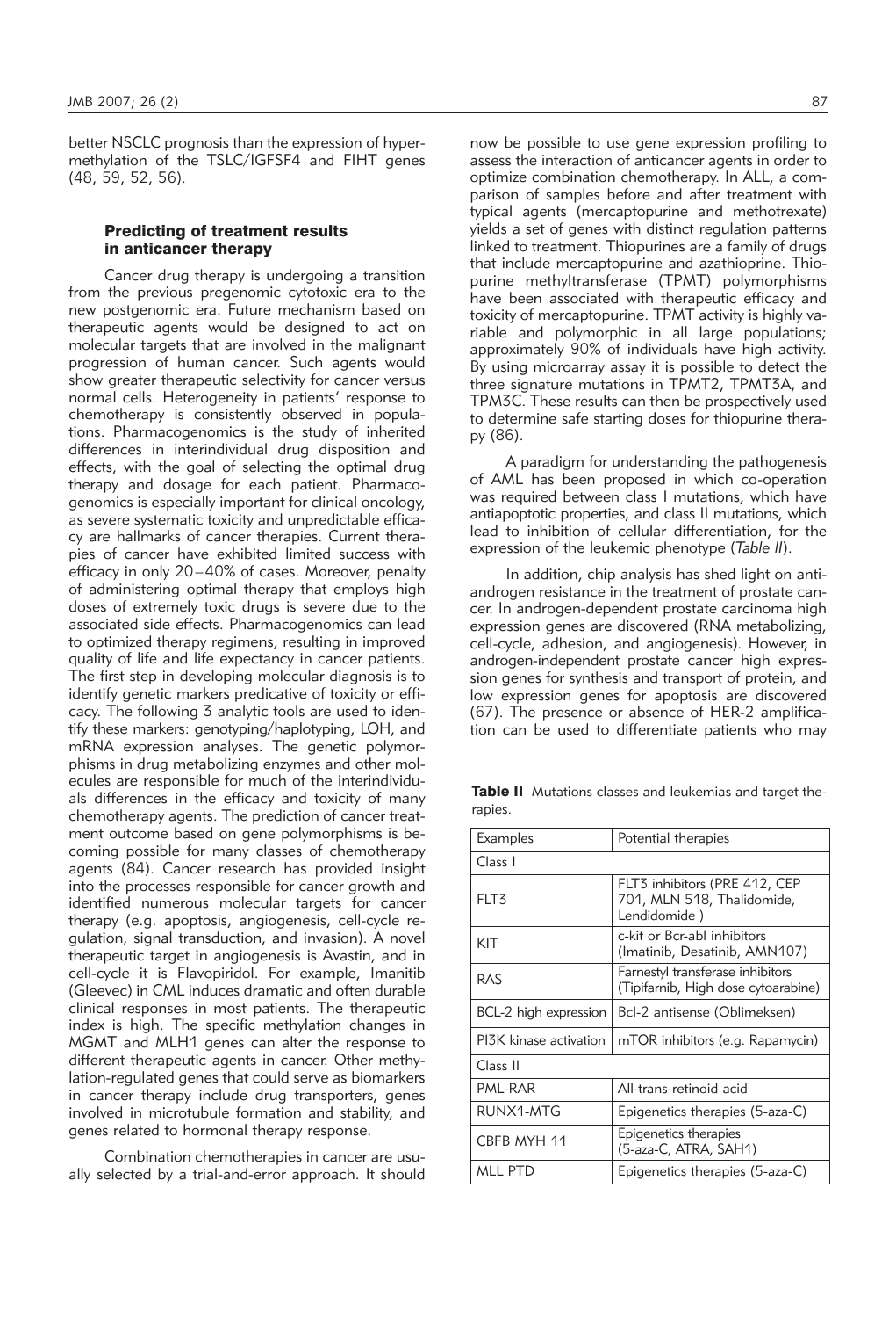better NSCLC prognosis than the expression of hypermethylation of the TSLC/IGFSF4 and FIHT genes (48, 59, 52, 56).

### Predicting of treatment results in anticancer therapy

Cancer drug therapy is undergoing a transition from the previous pregenomic cytotoxic era to the new postgenomic era. Future mechanism based on therapeutic agents would be designed to act on molecular targets that are involved in the malignant progression of human cancer. Such agents would show greater therapeutic selectivity for cancer versus normal cells. Heterogeneity in patients' response to chemotherapy is consistently observed in populations. Pharmacogenomics is the study of inherited differences in interindividual drug disposition and effects, with the goal of selecting the optimal drug therapy and dosage for each patient. Pharmacogenomics is especially important for clinical oncology, as severe systematic toxicity and unpredictable efficacy are hallmarks of cancer therapies. Current therapies of cancer have exhibited limited success with efficacy in only 20–40% of cases. Moreover, penalty of administering optimal therapy that employs high doses of extremely toxic drugs is severe due to the associated side effects. Pharmacogenomics can lead to optimized therapy regimens, resulting in improved quality of life and life expectancy in cancer patients. The first step in developing molecular diagnosis is to identify genetic markers predicative of toxicity or efficacy. The following 3 analytic tools are used to identify these markers: genotyping/haplotyping, LOH, and mRNA expression analyses. The genetic polymorphisms in drug metabolizing enzymes and other molecules are responsible for much of the interindividuals differences in the efficacy and toxicity of many chemotherapy agents. The prediction of cancer treatment outcome based on gene polymorphisms is becoming possible for many classes of chemotherapy agents (84). Cancer research has provided insight into the processes responsible for cancer growth and identified numerous molecular targets for cancer therapy (e.g. apoptosis, angiogenesis, cell-cycle regulation, signal transduction, and invasion). A novel therapeutic target in angiogenesis is Avastin, and in cell-cycle it is Flavopiridol. For example, Imanitib (Gleevec) in CML induces dramatic and often durable clinical responses in most patients. The therapeutic index is high. The specific methylation changes in MGMT and MLH1 genes can alter the response to different therapeutic agents in cancer. Other methylation-regulated genes that could serve as biomarkers in cancer therapy include drug transporters, genes involved in microtubule formation and stability, and genes related to hormonal therapy response.

Combination chemotherapies in cancer are usually selected by a trial-and-error approach. It should now be possible to use gene expression profiling to assess the interaction of anticancer agents in order to optimize combination chemotherapy. In ALL, a comparison of samples before and after treatment with typical agents (mercaptopurine and methotrexate) yields a set of genes with distinct regulation patterns linked to treatment. Thiopurines are a family of drugs that include mercaptopurine and azathioprine. Thiopurine methyltransferase (TPMT) polymorphisms have been associated with therapeutic efficacy and toxicity of mercaptopurine. TPMT activity is highly variable and polymorphic in all large populations; approximately 90% of individuals have high activity. By using microarray assay it is possible to detect the three signature mutations in TPMT2, TPMT3A, and TPM3C. These results can then be prospectively used to determine safe starting doses for thiopurine therapy (86).

A paradigm for understanding the pathogenesis of AML has been proposed in which co-operation was required between class I mutations, which have antiapoptotic properties, and class II mutations, which lead to inhibition of cellular differentiation, for the expression of the leukemic phenotype (*Table II*).

In addition, chip analysis has shed light on antiandrogen resistance in the treatment of prostate cancer. In androgen-dependent prostate carcinoma high expression genes are discovered (RNA metabolizing, cell-cycle, adhesion, and angiogenesis). However, in androgen-independent prostate cancer high expression genes for synthesis and transport of protein, and low expression genes for apoptosis are discovered (67). The presence or absence of HER-2 amplification can be used to differentiate patients who may

**Table II** Mutations classes and leukemias and target therapies.

| Examples | Potential therapies |
|---|---|
| Class I | |
| FLT3 | FLT3 inhibitors (PRE 412, CEP 701, MLN 518, Thalidomide, Lendidomide ) |
| KIT | c-kit or Bcr-abl inhibitors (Imatinib, Desatinib, AMN107) |
| RAS | Farnestyl transferase inhibitors (Tipifarnib, High dose cytoarabine) |
| BCL-2 high expression | Bcl-2 antisense (Oblimeksen) |
| PI3K kinase activation | mTOR inhibitors (e.g. Rapamycin) |
| Class II | |
| PML-RAR | All-trans-retinoid acid |
| RUNX1-MTG | Epigenetics therapies (5-aza-C) |
| CBFB MYH 11 | Epigenetics therapies (5-aza-C, ATRA, SAH1) |
| MLL PTD | Epigenetics therapies (5-aza-C) |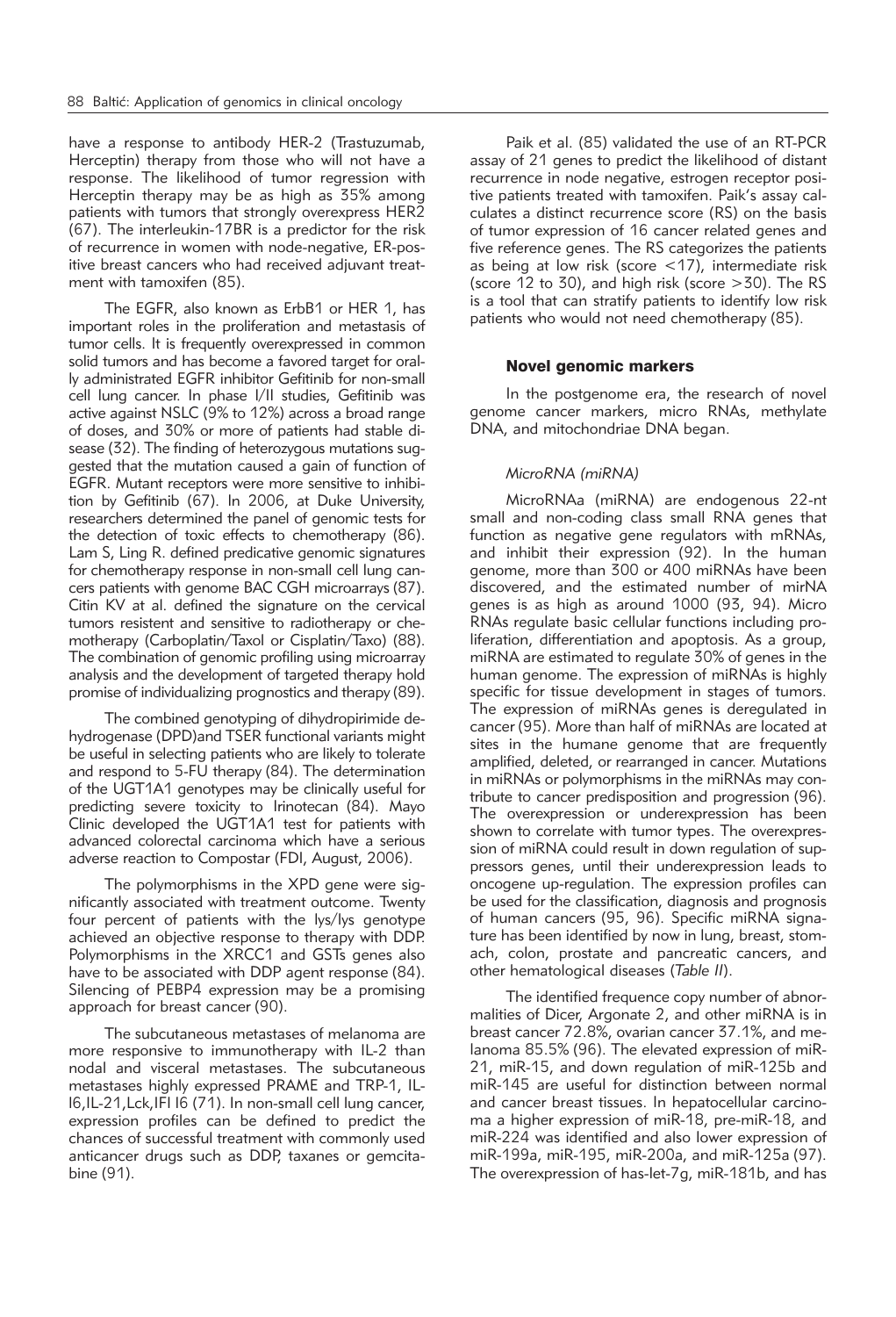have a response to antibody HER-2 (Trastuzumab, Herceptin) therapy from those who will not have a response. The likelihood of tumor regression with Herceptin therapy may be as high as 35% among patients with tumors that strongly overexpress HER2 (67). The interleukin-17BR is a predictor for the risk of recurrence in women with node-negative, ER-positive breast cancers who had received adjuvant treatment with tamoxifen (85).

The EGFR, also known as ErbB1 or HER 1, has important roles in the proliferation and metastasis of tumor cells. It is frequently overexpressed in common solid tumors and has become a favored target for orally administrated EGFR inhibitor Gefitinib for non-small cell lung cancer. In phase I/II studies, Gefitinib was active against NSLC (9% to 12%) across a broad range of doses, and 30% or more of patients had stable disease (32). The finding of heterozygous mutations suggested that the mutation caused a gain of function of EGFR. Mutant receptors were more sensitive to inhibition by Gefitinib (67). In 2006, at Duke University, researchers determined the panel of genomic tests for the detection of toxic effects to chemotherapy (86). Lam S, Ling R. defined predicative genomic signatures for chemotherapy response in non-small cell lung cancers patients with genome BAC CGH microarrays (87). Citin KV at al. defined the signature on the cervical tumors resistent and sensitive to radiotherapy or chemotherapy (Carboplatin/Taxol or Cisplatin/Taxo) (88). The combination of genomic profiling using microarray analysis and the development of targeted therapy hold promise of individualizing prognostics and therapy (89).

The combined genotyping of dihydropirimide dehydrogenase (DPD)and TSER functional variants might be useful in selecting patients who are likely to tolerate and respond to 5-FU therapy (84). The determination of the UGT1A1 genotypes may be clinically useful for predicting severe toxicity to Irinotecan (84). Mayo Clinic developed the UGT1A1 test for patients with advanced colorectal carcinoma which have a serious adverse reaction to Compostar (FDI, August, 2006).

The polymorphisms in the XPD gene were significantly associated with treatment outcome. Twenty four percent of patients with the lys/lys genotype achieved an objective response to therapy with DDP. Polymorphisms in the XRCC1 and GSTs genes also have to be associated with DDP agent response (84). Silencing of PEBP4 expression may be a promising approach for breast cancer (90).

The subcutaneous metastases of melanoma are more responsive to immunotherapy with IL-2 than nodal and visceral metastases. The subcutaneous metastases highly expressed PRAME and TRP-1, IL-I6,IL-21,Lck,IFI I6 (71). In non-small cell lung cancer, expression profiles can be defined to predict the chances of successful treatment with commonly used anticancer drugs such as DDP, taxanes or gemcitabine (91).

Paik et al. (85) validated the use of an RT-PCR assay of 21 genes to predict the likelihood of distant recurrence in node negative, estrogen receptor positive patients treated with tamoxifen. Paik's assay calculates a distinct recurrence score (RS) on the basis of tumor expression of 16 cancer related genes and five reference genes. The RS categorizes the patients as being at low risk (score <17), intermediate risk (score 12 to 30), and high risk (score >30). The RS is a tool that can stratify patients to identify low risk patients who would not need chemotherapy (85).

## Novel genomic markers

In the postgenome era, the research of novel genome cancer markers, micro RNAs, methylate DNA, and mitochondriae DNA began.

### *MicroRNA (miRNA)*

MicroRNAa (miRNA) are endogenous 22-nt small and non-coding class small RNA genes that function as negative gene regulators with mRNAs, and inhibit their expression (92). In the human genome, more than 300 or 400 miRNAs have been discovered, and the estimated number of mirNA genes is as high as around 1000 (93, 94). Micro RNAs regulate basic cellular functions including proliferation, differentiation and apoptosis. As a group, miRNA are estimated to regulate 30% of genes in the human genome. The expression of miRNAs is highly specific for tissue development in stages of tumors. The expression of miRNAs genes is deregulated in cancer (95). More than half of miRNAs are located at sites in the humane genome that are frequently amplified, deleted, or rearranged in cancer. Mutations in miRNAs or polymorphisms in the miRNAs may contribute to cancer predisposition and progression (96). The overexpression or underexpression has been shown to correlate with tumor types. The overexpression of miRNA could result in down regulation of suppressors genes, until their underexpression leads to oncogene up-regulation. The expression profiles can be used for the classification, diagnosis and prognosis of human cancers (95, 96). Specific miRNA signature has been identified by now in lung, breast, stomach, colon, prostate and pancreatic cancers, and other hematological diseases (*Table II*).

The identified frequence copy number of abnormalities of Dicer, Argonate 2, and other miRNA is in breast cancer 72.8%, ovarian cancer 37.1%, and melanoma 85.5% (96). The elevated expression of miR-21, miR-15, and down regulation of miR-125b and miR-145 are useful for distinction between normal and cancer breast tissues. In hepatocellular carcinoma a higher expression of miR-18, pre-miR-18, and miR-224 was identified and also lower expression of miR-199a, miR-195, miR-200a, and miR-125a (97). The overexpression of has-let-7g, miR-181b, and has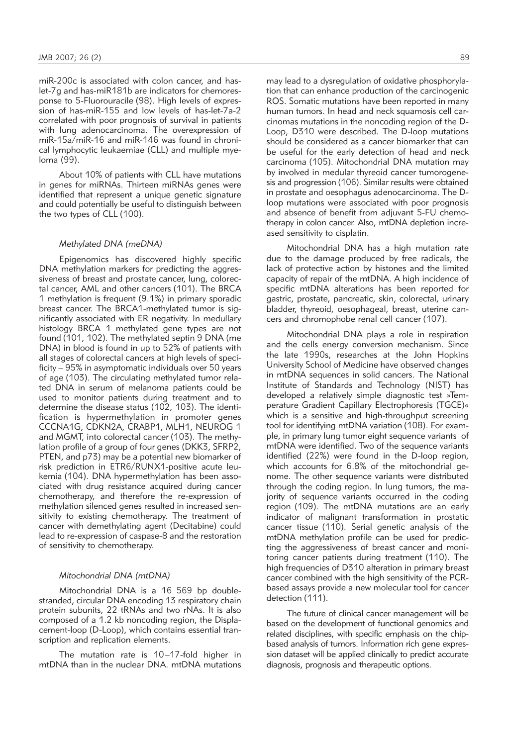miR-200c is associated with colon cancer, and has-let-7g and has-miR181b are indicators for chemoresponse to 5-Fluorouracile (98). High levels of expression of has-miR-155 and low levels of has-let-7a-2 correlated with poor prognosis of survival in patients with lung adenocarcinoma. The overexpression of miR-15a/miR-16 and miR-146 was found in chronical lymphocytic leukaemiae (CLL) and multiple myeloma (99).

About 10% of patients with CLL have mutations in genes for miRNAs. Thirteen miRNAs genes were identified that represent a unique genetic signature and could potentially be useful to distinguish between the two types of CLL (100).

#### *Methylated DNA (meDNA)*

Epigenomics has discovered highly specific DNA methylation markers for predicting the aggressiveness of breast and prostate cancer, lung, colorectal cancer, AML and other cancers (101). The BRCA 1 methylation is frequent (9.1%) in primary sporadic breast cancer. The BRCA1-methylated tumor is significantly associated with ER negativity. In medullary histology BRCA 1 methylated gene types are not found (101, 102). The methylated septin 9 DNA (me DNA) in blood is found in up to 52% of patients with all stages of colorectal cancers at high levels of specificity – 95% in asymptomatic individuals over 50 years of age (103). The circulating methylated tumor related DNA in serum of melanoma patients could be used to monitor patients during treatment and to determine the disease status (102, 103). The identification is hypermethylation in promoter genes CCCNA1G, CDKN2A, CRABP1, MLH1, NEUROG 1 and MGMT, into colorectal cancer (103). The methylation profile of a group of four genes (DKK3, SFRP2, PTEN, and p73) may be a potential new biomarker of risk prediction in ETR6/RUNX1-positive acute leukemia (104). DNA hypermethylation has been associated with drug resistance acquired during cancer chemotherapy, and therefore the re-expression of methylation silenced genes resulted in increased sensitivity to existing chemotherapy. The treatment of cancer with demethylating agent (Decitabine) could lead to re-expression of caspase-8 and the restoration of sensitivity to chemotherapy.

#### *Mitochondrial DNA (mtDNA)*

Mitochondrial DNA is a 16 569 bp double-stranded, circular DNA encoding 13 respiratory chain protein subunits, 22 tRNAs and two rNAs. It is also composed of a 1.2 kb noncoding region, the Displacement-loop (D-Loop), which contains essential transcription and replication elements.

The mutation rate is 10–17-fold higher in mtDNA than in the nuclear DNA. mtDNA mutations may lead to a dysregulation of oxidative phosphorylation that can enhance production of the carcinogenic ROS. Somatic mutations have been reported in many human tumors. In head and neck squamosis cell carcinomas mutations in the noncoding region of the D-Loop, D310 were described. The D-loop mutations should be considered as a cancer biomarker that can be useful for the early detection of head and neck carcinoma (105). Mitochondrial DNA mutation may by involved in medular thyreoid cancer tumorogenesis and progression (106). Similar results were obtained in prostate and oesophagus adenocarcinoma. The D-loop mutations were associated with poor prognosis and absence of benefit from adjuvant 5-FU chemotherapy in colon cancer. Also, mtDNA depletion increased sensitivity to cisplatin.

Mitochondrial DNA has a high mutation rate due to the damage produced by free radicals, the lack of protective action by histones and the limited capacity of repair of the mtDNA. A high incidence of specific mtDNA alterations has been reported for gastric, prostate, pancreatic, skin, colorectal, urinary bladder, thyroid, oesophageal, breast, uterine cancers and chromophobe renal cell cancer (107).

Mitochondrial DNA plays a role in respiration and the cells energy conversion mechanism. Since the late 1990s, researches at the John Hopkins University School of Medicine have observed changes in mtDNA sequences in solid cancers. The National Institute of Standards and Technology (NIST) has developed a relatively simple diagnostic test »Temperature Gradient Capillary Electrophoresis (TGCE)« which is a sensitive and high-throughput screening tool for identifying mtDNA variation (108). For example, in primary lung tumor eight sequence variants of mtDNA were identified. Two of the sequence variants identified (22%) were found in the D-loop region, which accounts for 6.8% of the mitochondrial genome. The other sequence variants were distributed through the coding region. In lung tumors, the majority of sequence variants occurred in the coding region (109). The mtDNA mutations are an early indicator of malignant transformation in prostatic cancer tissue (110). Serial genetic analysis of the mtDNA methylation profile can be used for predicting the aggressiveness of breast cancer and monitoring cancer patients during treatment (110). The high frequencies of D310 alteration in primary breast cancer combined with the high sensitivity of the PCR-based assays provide a new molecular tool for cancer detection (111).

The future of clinical cancer management will be based on the development of functional genomics and related disciplines, with specific emphasis on the chip-based analysis of tumors. Information rich gene expression dataset will be applied clinically to predict accurate diagnosis, prognosis and therapeutic options.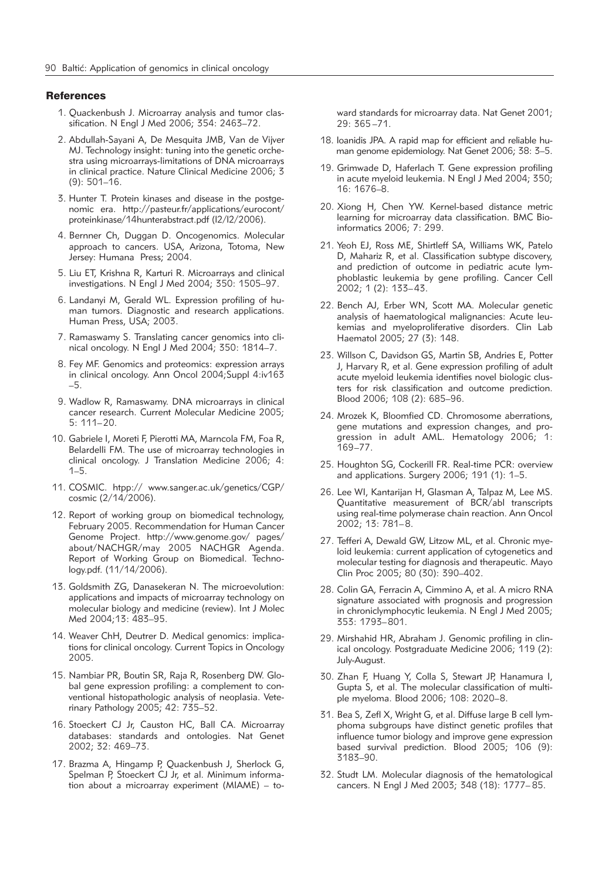## References

1. Quackenbush J. Microarray analysis and tumor classification. N Engl J Med 2006; 354: 2463–72.
2. Abdullah-Sayani A, De Mesquita JMB, Van de Vijver MJ. Technology insight: tuning into the genetic orchestra using microarrays-limitations of DNA microarrays in clinical practice. Nature Clinical Medicine 2006; 3 (9): 501–16.
3. Hunter T. Protein kinases and disease in the postgenomic era. http://pasteur.fr/applications/eurocont/proteinkinase/14hunterabstract.pdf (I2/I2/2006).
4. Bernner Ch, Duggan D. Oncogenomics. Molecular approach to cancers. USA, Arizona, Totoma, New Jersey: Humana Press; 2004.
5. Liu ET, Krishna R, Karturi R. Microarrays and clinical investigations. N Engl J Med 2004; 350: 1505–97.
6. Landanyi M, Gerald WL. Expression profiling of human tumors. Diagnostic and research applications. Human Press, USA; 2003.
7. Ramaswamy S. Translating cancer genomics into clinical oncology. N Engl J Med 2004; 350: 1814–7.
8. Fey MF. Genomics and proteomics: expression arrays in clinical oncology. Ann Oncol 2004;Suppl 4:iv163–5.
9. Wadlow R, Ramaswamy. DNA microarrays in clinical cancer research. Current Molecular Medicine 2005; 5: 111–20.
10. Gabriele I, Moreti F, Pierotti MA, Marncola FM, Foa R, Belardelli FM. The use of microarray technologies in clinical oncology. J Translation Medicine 2006; 4: 1–5.
11. COSMIC. htpp:// www.sanger.ac.uk/genetics/CGP/cosmic (2/14/2006).
12. Report of working group on biomedical technology, February 2005. Recommendation for Human Cancer Genome Project. http://www.genome.gov/ pages/about/NACHGR/may 2005 NACHGR Agenda. Report of Working Group on Biomedical. Technology.pdf. (11/14/2006).
13. Goldsmith ZG, Danasekeran N. The microevolution: applications and impacts of microarray technology on molecular biology and medicine (review). Int J Molec Med 2004;13: 483–95.
14. Weaver ChH, Deutrer D. Medical genomics: implications for clinical oncology. Current Topics in Oncology 2005.
15. Nambiar PR, Boutin SR, Raja R, Rosenberg DW. Global gene expression profiling: a complement to conventional histopathologic analysis of neoplasia. Veterinary Pathology 2005; 42: 735–52.
16. Stoeckert CJ Jr, Causton HC, Ball CA. Microarray databases: standards and ontologies. Nat Genet 2002; 32: 469–73.
17. Brazma A, Hingamp P, Quackenbush J, Sherlock G, Spelman P, Stoeckert CJ Jr, et al. Minimum information about a microarray experiment (MIAME) – toward standards for microarray data. Nat Genet 2001; 29: 365–71.
18. Ioanidis JPA. A rapid map for efficient and reliable human genome epidemiology. Nat Genet 2006; 38: 3–5.
19. Grimwade D, Haferlach T. Gene expression profiling in acute myeloid leukemia. N Engl J Med 2004; 350; 16: 1676–8.
20. Xiong H, Chen YW. Kernel-based distance metric learning for microarray data classification. BMC Bioinformatics 2006; 7: 299.
21. Yeoh EJ, Ross ME, Shirtleff SA, Williams WK, Patelo D, Mahariz R, et al. Classification subtype discovery, and prediction of outcome in pediatric acute lymphoblastic leukemia by gene profiling. Cancer Cell 2002; 1 (2): 133–43.
22. Bench AJ, Erber WN, Scott MA. Molecular genetic analysis of haematological malignancies: Acute leukemias and myeloproliferative disorders. Clin Lab Haematol 2005; 27 (3): 148.
23. Willson C, Davidson GS, Martin SB, Andries E, Potter J, Harvary R, et al. Gene expression profiling of adult acute myeloid leukemia identifies novel biologic clusters for risk classification and outcome prediction. Blood 2006; 108 (2): 685–96.
24. Mrozek K, Bloomfied CD. Chromosome aberrations, gene mutations and expression changes, and progression in adult AML. Hematology 2006; 1: 169–77.
25. Houghton SG, Cockerill FR. Real-time PCR: overview and applications. Surgery 2006; 191 (1): 1–5.
26. Lee WI, Kantarijan H, Glasman A, Talpaz M, Lee MS. Quantitative measurement of BCR/abl transcripts using real-time polymerase chain reaction. Ann Oncol 2002; 13: 781–8.
27. Tefferi A, Dewald GW, Litzow ML, et al. Chronic myeloid leukemia: current application of cytogenetics and molecular testing for diagnosis and therapeutic. Mayo Clin Proc 2005; 80 (30): 390–402.
28. Colin GA, Ferracin A, Cimmino A, et al. A micro RNA signature associated with prognosis and progression in chroniclymphocytic leukemia. N Engl J Med 2005; 353: 1793–801.
29. Mirshahid HR, Abraham J. Genomic profiling in clinical oncology. Postgraduate Medicine 2006; 119 (2): July-August.
30. Zhan F, Huang Y, Colla S, Stewart JP, Hanamura I, Gupta S, et al. The molecular classification of multiple myeloma. Blood 2006; 108: 2020–8.
31. Bea S, Zefl X, Wright G, et al. Diffuse large B cell lymphoma subgroups have distinct genetic profiles that influence tumor biology and improve gene expression based survival prediction. Blood 2005; 106 (9): 3183–90.
32. Studt LM. Molecular diagnosis of the hematological cancers. N Engl J Med 2003; 348 (18): 1777–85.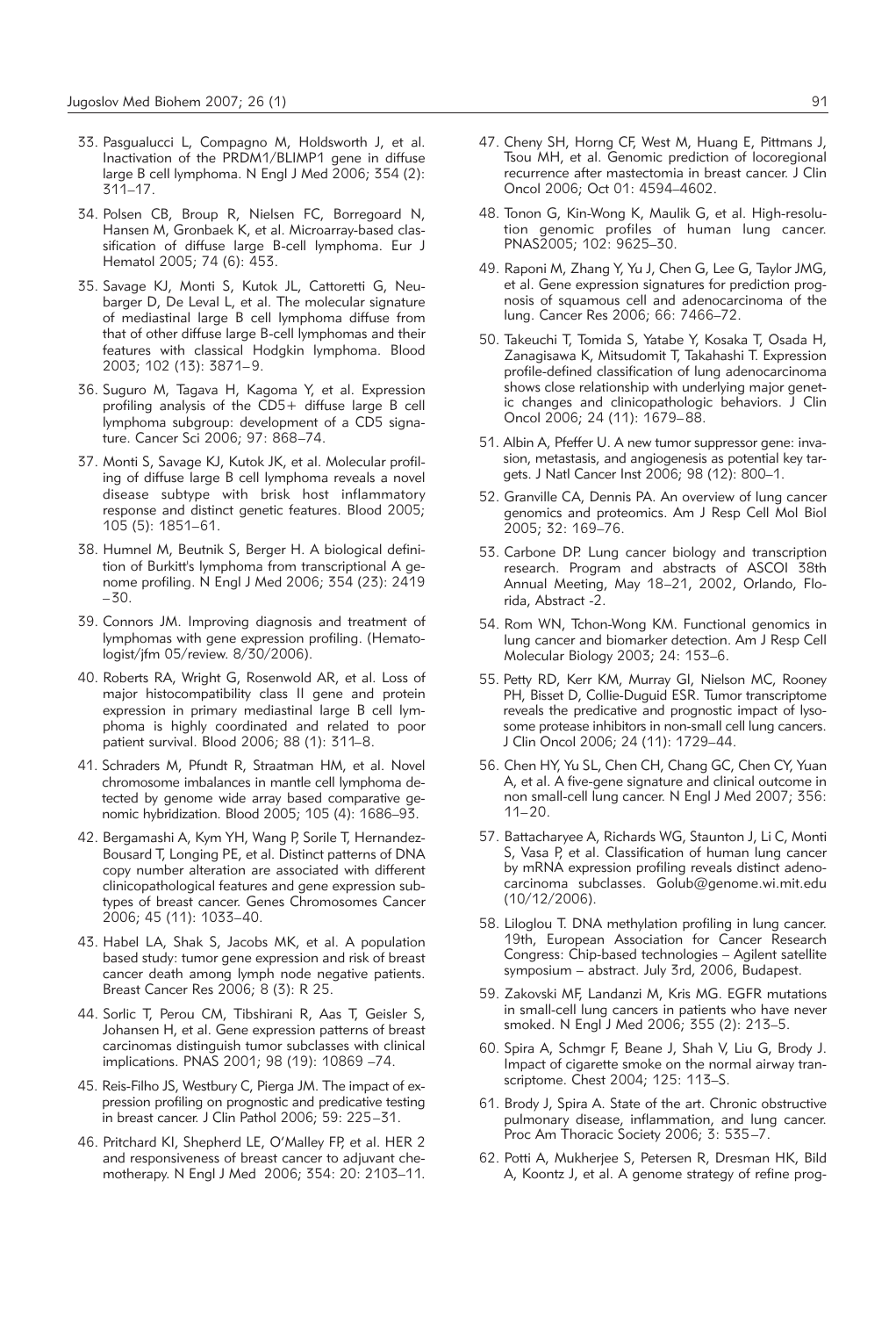33. Pasgualucci L, Compagno M, Holdsworth J, et al. Inactivation of the PRDM1/BLIMP1 gene in diffuse large B cell lymphoma. N Engl J Med 2006; 354 (2): 311–17.

34. Polsen CB, Broup R, Nielsen FC, Borregoard N, Hansen M, Gronbaek K, et al. Microarray-based classification of diffuse large B-cell lymphoma. Eur J Hematol 2005; 74 (6): 453.

35. Savage KJ, Monti S, Kutok JL, Cattoretti G, Neubarger D, De Leval L, et al. The molecular signature of mediastinal large B cell lymphoma diffuse from that of other diffuse large B-cell lymphomas and their features with classical Hodgkin lymphoma. Blood 2003; 102 (13): 3871–9.

36. Suguro M, Tagava H, Kagoma Y, et al. Expression profiling analysis of the CD5+ diffuse large B cell lymphoma subgroup: development of a CD5 signature. Cancer Sci 2006; 97: 868–74.

37. Monti S, Savage KJ, Kutok JK, et al. Molecular profiling of diffuse large B cell lymphoma reveals a novel disease subtype with brisk host inflammatory response and distinct genetic features. Blood 2005; 105 (5): 1851–61.

38. Humnel M, Beutnik S, Berger H. A biological definition of Burkitt's lymphoma from transcriptional A genome profiling. N Engl J Med 2006; 354 (23): 2419–30.

39. Connors JM. Improving diagnosis and treatment of lymphomas with gene expression profiling. (Hematologist/jfm 05/review. 8/30/2006).

40. Roberts RA, Wright G, Rosenwold AR, et al. Loss of major histocompatibility class II gene and protein expression in primary mediastinal large B cell lymphoma is highly coordinated and related to poor patient survival. Blood 2006; 88 (1): 311–8.

41. Schraders M, Pfundt R, Straatman HM, et al. Novel chromosome imbalances in mantle cell lymphoma detected by genome wide array based comparative genomic hybridization. Blood 2005; 105 (4): 1686–93.

42. Bergamashi A, Kym YH, Wang P, Sorile T, Hernandez-Bousard T, Longing PE, et al. Distinct patterns of DNA copy number alteration are associated with different clinicopathological features and gene expression subtypes of breast cancer. Genes Chromosomes Cancer 2006; 45 (11): 1033–40.

43. Habel LA, Shak S, Jacobs MK, et al. A population based study: tumor gene expression and risk of breast cancer death among lymph node negative patients. Breast Cancer Res 2006; 8 (3): R 25.

44. Sorlic T, Perou CM, Tibshirani R, Aas T, Geisler S, Johansen H, et al. Gene expression patterns of breast carcinomas distinguish tumor subclasses with clinical implications. PNAS 2001; 98 (19): 10869–74.

45. Reis-Filho JS, Westbury C, Pierga JM. The impact of expression profiling on prognostic and predicative testing in breast cancer. J Clin Pathol 2006; 59: 225–31.

46. Pritchard KI, Shepherd LE, O'Malley FP, et al. HER 2 and responsiveness of breast cancer to adjuvant chemotherapy. N Engl J Med 2006; 354: 20: 2103–11.

47. Cheny SH, Horng CF, West M, Huang E, Pittmans J, Tsou MH, et al. Genomic prediction of locoregional recurrence after mastectomia in breast cancer. J Clin Oncol 2006; Oct 01: 4594–4602.

48. Tonon G, Kin-Wong K, Maulik G, et al. High-resolution genomic profiles of human lung cancer. PNAS2005; 102: 9625–30.

49. Raponi M, Zhang Y, Yu J, Chen G, Lee G, Taylor JMG, et al. Gene expression signatures for prediction prognosis of squamous cell and adenocarcinoma of the lung. Cancer Res 2006; 66: 7466–72.

50. Takeuchi T, Tomida S, Yatabe Y, Kosaka T, Osada H, Zanagisawa K, Mitsudomit T, Takahashi T. Expression profile-defined classification of lung adenocarcinoma shows close relationship with underlying major genetic changes and clinicopathologic behaviors. J Clin Oncol 2006; 24 (11): 1679–88.

51. Albin A, Pfeffer U. A new tumor suppressor gene: invasion, metastasis, and angiogenesis as potential key targets. J Natl Cancer Inst 2006; 98 (12): 800–1.

52. Granville CA, Dennis PA. An overview of lung cancer genomics and proteomics. Am J Resp Cell Mol Biol 2005; 32: 169–76.

53. Carbone DP. Lung cancer biology and transcription research. Program and abstracts of ASCOI 38th Annual Meeting, May 18–21, 2002, Orlando, Florida, Abstract -2.

54. Rom WN, Tchon-Wong KM. Functional genomics in lung cancer and biomarker detection. Am J Resp Cell Molecular Biology 2003; 24: 153–6.

55. Petty RD, Kerr KM, Murray GI, Nielson MC, Rooney PH, Bisset D, Collie-Duguid ESR. Tumor transcriptome reveals the predicative and prognostic impact of lysosome protease inhibitors in non-small cell lung cancers. J Clin Oncol 2006; 24 (11): 1729–44.

56. Chen HY, Yu SL, Chen CH, Chang GC, Chen CY, Yuan A, et al. A five-gene signature and clinical outcome in non small-cell lung cancer. N Engl J Med 2007; 356: 11–20.

57. Battacharyee A, Richards WG, Staunton J, Li C, Monti S, Vasa P, et al. Classification of human lung cancer by mRNA expression profiling reveals distinct adenocarcinoma subclasses. Golub@genome.wi.mit.edu (10/12/2006).

58. Liloglou T. DNA methylation profiling in lung cancer. 19th, European Association for Cancer Research Congress: Chip-based technologies – Agilent satellite symposium – abstract. July 3rd, 2006, Budapest.

59. Zakovski MF, Landanzi M, Kris MG. EGFR mutations in small-cell lung cancers in patients who have never smoked. N Engl J Med 2006; 355 (2): 213–5.

60. Spira A, Schmgr F, Beane J, Shah V, Liu G, Brody J. Impact of cigarette smoke on the normal airway transcriptome. Chest 2004; 125: 113–S.

61. Brody J, Spira A. State of the art. Chronic obstructive pulmonary disease, inflammation, and lung cancer. Proc Am Thoracic Society 2006; 3: 535–7.

62. Potti A, Mukherjee S, Petersen R, Dresman HK, Bild A, Koontz J, et al. A genome strategy of refine prog-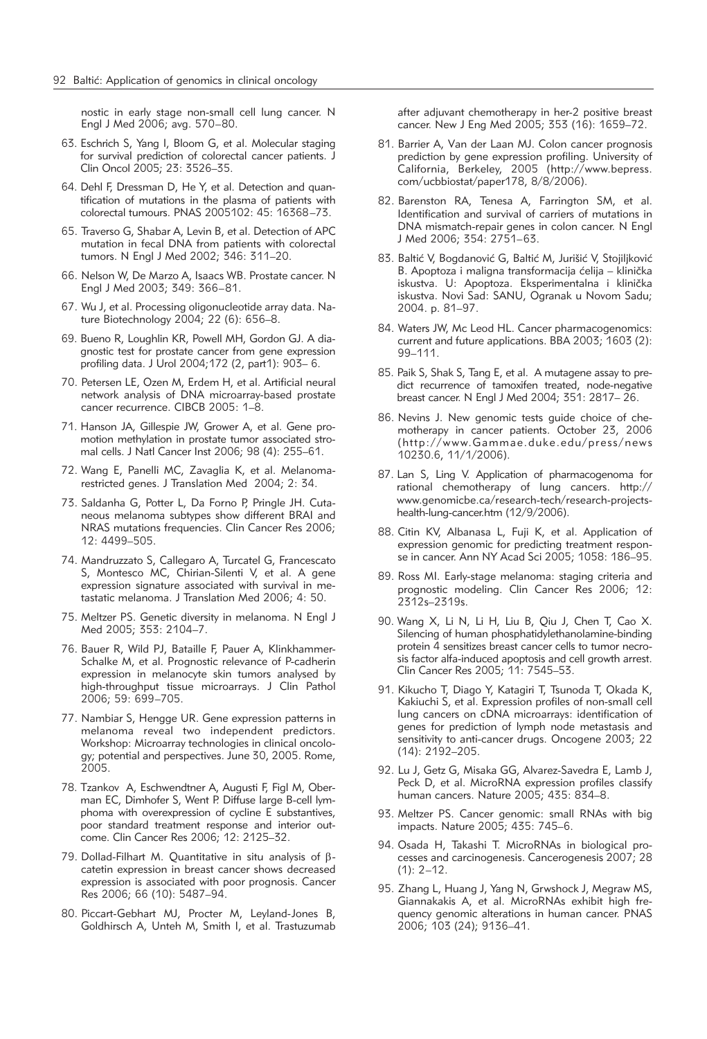nostic in early stage non-small cell lung cancer. N Engl J Med 2006; avg. 570–80.

63. Eschrich S, Yang I, Bloom G, et al. Molecular staging for survival prediction of colorectal cancer patients. J Clin Oncol 2005; 23: 3526–35.

64. Dehl F, Dressman D, He Y, et al. Detection and quantification of mutations in the plasma of patients with colorectal tumours. PNAS 2005102: 45: 16368–73.

65. Traverso G, Shabar A, Levin B, et al. Detection of APC mutation in fecal DNA from patients with colorectal tumors. N Engl J Med 2002; 346: 311–20.

66. Nelson W, De Marzo A, Isaacs WB. Prostate cancer. N Engl J Med 2003; 349: 366–81.

67. Wu J, et al. Processing oligonucleotide array data. Nature Biotechnology 2004; 22 (6): 656–8.

69. Bueno R, Loughlin KR, Powell MH, Gordon GJ. A diagnostic test for prostate cancer from gene expression profiling data. J Urol 2004;172 (2, part1): 903– 6.

70. Petersen LE, Ozen M, Erdem H, et al. Artificial neural network analysis of DNA microarray-based prostate cancer recurrence. CIBCB 2005: 1–8.

71. Hanson JA, Gillespie JW, Grower A, et al. Gene promotion methylation in prostate tumor associated stromal cells. J Natl Cancer Inst 2006; 98 (4): 255–61.

72. Wang E, Panelli MC, Zavaglia K, et al. Melanoma-restricted genes. J Translation Med 2004; 2: 34.

73. Saldanha G, Potter L, Da Forno P, Pringle JH. Cutaneous melanoma subtypes show different BRAI and NRAS mutations frequencies. Clin Cancer Res 2006; 12: 4499–505.

74. Mandruzzato S, Callegaro A, Turcatel G, Francescato S, Montesco MC, Chirian-Silenti V, et al. A gene expression signature associated with survival in metastatic melanoma. J Translation Med 2006; 4: 50.

75. Meltzer PS. Genetic diversity in melanoma. N Engl J Med 2005; 353: 2104–7.

76. Bauer R, Wild PJ, Bataille F, Pauer A, Klinkhammer-Schalke M, et al. Prognostic relevance of P-cadherin expression in melanocyte skin tumors analysed by high-throughput tissue microarrays. J Clin Pathol 2006; 59: 699–705.

77. Nambiar S, Hengge UR. Gene expression patterns in melanoma reveal two independent predictors. Workshop: Microarray technologies in clinical oncology; potential and perspectives. June 30, 2005. Rome, 2005.

78. Tzankov A, Eschwendtner A, Augusti F, Figl M, Oberman EC, Dimhofer S, Went P. Diffuse large B-cell lymphoma with overexpression of cycline E substantives, poor standard treatment response and interior outcome. Clin Cancer Res 2006; 12: 2125–32.

79. Dollad-Filhart M. Quantitative in situ analysis of β-catetin expression in breast cancer shows decreased expression is associated with poor prognosis. Cancer Res 2006; 66 (10): 5487–94.

80. Piccart-Gebhart MJ, Procter M, Leyland-Jones B, Goldhirsch A, Unteh M, Smith I, et al. Trastuzumab after adjuvant chemotherapy in her-2 positive breast cancer. New J Eng Med 2005; 353 (16): 1659–72.

81. Barrier A, Van der Laan MJ. Colon cancer prognosis prediction by gene expression profiling. University of California, Berkeley, 2005 (http://www.bepress.com/ucbbiostat/paper178, 8/8/2006).

82. Barenston RA, Tenesa A, Farrington SM, et al. Identification and survival of carriers of mutations in DNA mismatch-repair genes in colon cancer. N Engl J Med 2006; 354: 2751–63.

83. Baltić V, Bogdanović G, Baltić M, Jurišić V, Stojiljković B. Apoptoza i maligna transformacija ćelija – klinička iskustva. U: Apoptoza. Eksperimentalna i klinička iskustva. Novi Sad: SANU, Ogranak u Novom Sadu; 2004. p. 81–97.

84. Waters JW, Mc Leod HL. Cancer pharmacogenomics: current and future applications. BBA 2003; 1603 (2): 99–111.

85. Paik S, Shak S, Tang E, et al. A mutagene assay to predict recurrence of tamoxifen treated, node-negative breast cancer. N Engl J Med 2004; 351: 2817– 26.

86. Nevins J. New genomic tests guide choice of chemotherapy in cancer patients. October 23, 2006 (http://www.Gammae.duke.edu/press/news 10230.6, 11/1/2006).

87. Lan S, Ling V. Application of pharmacogenoma for rational chemotherapy of lung cancers. http://www.genomicbe.ca/research-tech/research-projects-health-lung-cancer.htm (12/9/2006).

88. Citin KV, Albanasa L, Fuji K, et al. Application of expression genomic for predicting treatment response in cancer. Ann NY Acad Sci 2005; 1058: 186–95.

89. Ross MI. Early-stage melanoma: staging criteria and prognostic modeling. Clin Cancer Res 2006; 12: 2312s–2319s.

90. Wang X, Li N, Li H, Liu B, Qiu J, Chen T, Cao X. Silencing of human phosphatidylethanolamine-binding protein 4 sensitizes breast cancer cells to tumor necrosis factor alfa-induced apoptosis and cell growth arrest. Clin Cancer Res 2005; 11: 7545–53.

91. Kikucho T, Diago Y, Katagiri T, Tsunoda T, Okada K, Kakiuchi S, et al. Expression profiles of non-small cell lung cancers on cDNA microarrays: identification of genes for prediction of lymph node metastasis and sensitivity to anti-cancer drugs. Oncogene 2003; 22 (14): 2192–205.

92. Lu J, Getz G, Misaka GG, Alvarez-Savedra E, Lamb J, Peck D, et al. MicroRNA expression profiles classify human cancers. Nature 2005; 435: 834–8.

93. Meltzer PS. Cancer genomic: small RNAs with big impacts. Nature 2005; 435: 745–6.

94. Osada H, Takashi T. MicroRNAs in biological processes and carcinogenesis. Cancerogenesis 2007; 28 (1): 2–12.

95. Zhang L, Huang J, Yang N, Grwshock J, Megraw MS, Giannakakis A, et al. MicroRNAs exhibit high frequency genomic alterations in human cancer. PNAS 2006; 103 (24); 9136–41.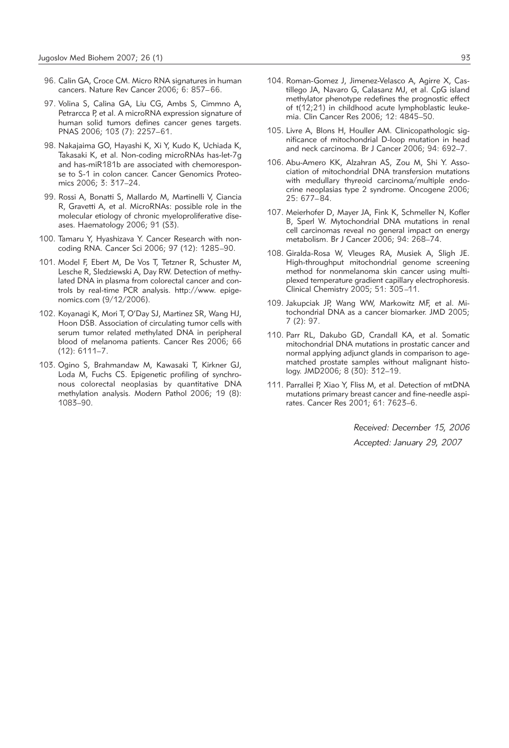96. Calin GA, Croce CM. Micro RNA signatures in human cancers. Nature Rev Cancer 2006; 6: 857– 66.

97. Volina S, Calina GA, Liu CG, Ambs S, Cimmno A, Petrarcca P, et al. A microRNA expression signature of human solid tumors defines cancer genes targets. PNAS 2006; 103 (7): 2257–61.

98. Nakajaima GO, Hayashi K, Xi Y, Kudo K, Uchiada K, Takasaki K, et al. Non-coding microRNAs has-let-7g and has-miR181b are associated with chemoresponse to S-1 in colon cancer. Cancer Genomics Proteomics 2006; 3: 317–24.

99. Rossi A, Bonatti S, Mallardo M, Martinelli V, Ciancia R, Gravetti A, et al. MicroRNAs: possible role in the molecular etiology of chronic myeloproliferative diseases. Haematology 2006; 91 (S3).

100. Tamaru Y, Hyashizava Y. Cancer Research with noncoding RNA. Cancer Sci 2006; 97 (12): 1285–90.

101. Model F, Ebert M, De Vos T, Tetzner R, Schuster M, Lesche R, Sledziewski A, Day RW. Detection of methylated DNA in plasma from colorectal cancer and controls by real-time PCR analysis. http://www. epigenomics.com (9/12/2006).

102. Koyanagi K, Mori T, O'Day SJ, Martinez SR, Wang HJ, Hoon DSB. Association of circulating tumor cells with serum tumor related methylated DNA in peripheral blood of melanoma patients. Cancer Res 2006; 66 (12): 6111–7.

103. Ogino S, Brahmandaw M, Kawasaki T, Kirkner GJ, Loda M, Fuchs CS. Epigenetic profiling of synchronous colorectal neoplasias by quantitative DNA methylation analysis. Modern Pathol 2006; 19 (8): 1083–90.

104. Roman-Gomez J, Jimenez-Velasco A, Agirre X, Castillego JA, Navaro G, Calasanz MJ, et al. CpG island methylator phenotype redefines the prognostic effect of t(12;21) in childhood acute lymphoblastic leukemia. Clin Cancer Res 2006; 12: 4845–50.

105. Livre A, Blons H, Houller AM. Clinicopathologic significance of mitochondrial D-loop mutation in head and neck carcinoma. Br J Cancer 2006; 94: 692–7.

106. Abu-Amero KK, Alzahran AS, Zou M, Shi Y. Association of mitochondrial DNA transfersion mutations with medullary thyreoid carcinoma/multiple endocrine neoplasias type 2 syndrome. Oncogene 2006; 25: 677– 84.

107. Meierhofer D, Mayer JA, Fink K, Schmeller N, Kofler B, Sperl W. Mytochondrial DNA mutations in renal cell carcinomas reveal no general impact on energy metabolism. Br J Cancer 2006; 94: 268–74.

108. Giralda-Rosa W, Vleuges RA, Musiek A, Sligh JE. High-throughput mitochondrial genome screening method for nonmelanoma skin cancer using multiplexed temperature gradient capillary electrophoresis. Clinical Chemistry 2005; 51: 305 –11.

109. Jakupciak JP, Wang WW, Markowitz MF, et al. Mitochondrial DNA as a cancer biomarker. JMD 2005; 7 (2): 97.

110. Parr RL, Dakubo GD, Crandall KA, et al. Somatic mitochondrial DNA mutations in prostatic cancer and normal applying adjunct glands in comparison to age-matched prostate samples without malignant histology. JMD2006; 8 (30): 312–19.

111. Parrallei P, Xiao Y, Fliss M, et al. Detection of mtDNA mutations primary breast cancer and fine-needle aspirates. Cancer Res 2001; 61: 7623–6.

*Received: December 15, 2006*

*Accepted: January 29, 2007*